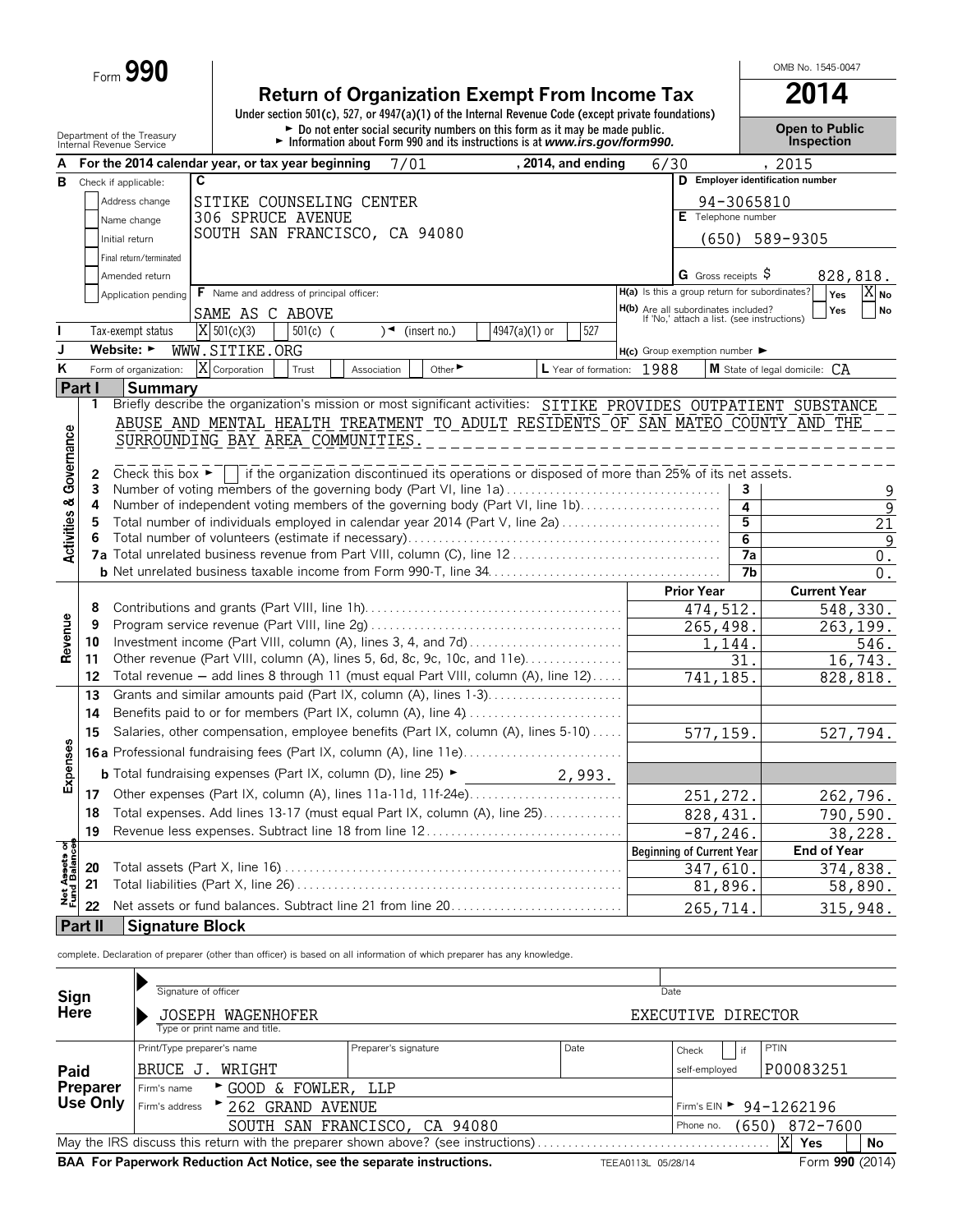Form **990**

# Return of Organization Exempt From Income Tax

**2014**

OMB No. 1545-0047

Under section 501(c), 527, or 4947(a)(1) of the Internal Revenue Code (except private foundations)

► Do not enter social security numbers on this form as it may be made public.

► Information about Form 990 and its instructions is at *www.irs.gov/form990.*

Department of the Treasury
Internal Revenue Service

**Open to Public Inspection**

**A** For the 2014 calendar year, or tax year beginning 7/01, 2014, and ending 6/30, 2015

**B** Check if applicable:
- Address change
- Name change
- Initial return
- Final return/terminated
- Amended return
- Application pending

**C** SITIKE COUNSELING CENTER
306 SPRUCE AVENUE
SOUTH SAN FRANCISCO, CA 94080

**D** Employer identification number: 94-3065810

**E** Telephone number: (650) 589-9305

**G** Gross receipts $ 828,818.

**F** Name and address of principal officer: SAME AS C ABOVE

**H(a)** Is this a group return for subordinates? Yes [ ] No [X]

**H(b)** Are all subordinates included? Yes [ ] No [ ]
If 'No,' attach a list. (see instructions)

**I** Tax-exempt status: [X] 501(c)(3) [ ] 501(c) ( ) ◄ (insert no.) [ ] 4947(a)(1) or [ ] 527

**J** Website: ► WWW.SITIKE.ORG

**H(c)** Group exemption number ►

**K** Form of organization: [X] Corporation [ ] Trust [ ] Association [ ] Other ►

**L** Year of formation: 1988

**M** State of legal domicile: CA

## Part I Summary

### Activities & Governance

1 Briefly describe the organization's mission or most significant activities: SITIKE PROVIDES OUTPATIENT SUBSTANCE ABUSE AND MENTAL HEALTH TREATMENT TO ADULT RESIDENTS OF SAN MATEO COUNTY AND THE SURROUNDING BAY AREA COMMUNITIES.

2 Check this box ► [ ] if the organization discontinued its operations or disposed of more than 25% of its net assets.

| | | | |
|---|---|---|---|
| 3 | Number of voting members of the governing body (Part VI, line 1a) | 3 | 9 |
| 4 | Number of independent voting members of the governing body (Part VI, line 1b) | 4 | 9 |
| 5 | Total number of individuals employed in calendar year 2014 (Part V, line 2a) | 5 | 21 |
| 6 | Total number of volunteers (estimate if necessary) | 6 | 9 |
| 7a | Total unrelated business revenue from Part VIII, column (C), line 12 | 7a | 0. |
| b | Net unrelated business taxable income from Form 990-T, line 34 | 7b | 0. |

### Revenue

| | | Prior Year | Current Year |
|---|---|---|---|
| 8 | Contributions and grants (Part VIII, line 1h) | 474,512. | 548,330. |
| 9 | Program service revenue (Part VIII, line 2g) | 265,498. | 263,199. |
| 10 | Investment income (Part VIII, column (A), lines 3, 4, and 7d) | 1,144. | 546. |
| 11 | Other revenue (Part VIII, column (A), lines 5, 6d, 8c, 9c, 10c, and 11e) | 31. | 16,743. |
| 12 | Total revenue – add lines 8 through 11 (must equal Part VIII, column (A), line 12) | 741,185. | 828,818. |

### Expenses

| | | Prior Year | Current Year |
|---|---|---|---|
| 13 | Grants and similar amounts paid (Part IX, column (A), lines 1-3) | | |
| 14 | Benefits paid to or for members (Part IX, column (A), line 4) | | |
| 15 | Salaries, other compensation, employee benefits (Part IX, column (A), lines 5-10) | 577,159. | 527,794. |
| 16a | Professional fundraising fees (Part IX, column (A), line 11e) | | |
| b | Total fundraising expenses (Part IX, column (D), line 25) ► 2,993. | | |
| 17 | Other expenses (Part IX, column (A), lines 11a-11d, 11f-24e) | 251,272. | 262,796. |
| 18 | Total expenses. Add lines 13-17 (must equal Part IX, column (A), line 25) | 828,431. | 790,590. |
| 19 | Revenue less expenses. Subtract line 18 from line 12 | -87,246. | 38,228. |

### Net Assets or Fund Balances

| | | Beginning of Current Year | End of Year |
|---|---|---|---|
| 20 | Total assets (Part X, line 16) | 347,610. | 374,838. |
| 21 | Total liabilities (Part X, line 26) | 81,896. | 58,890. |
| 22 | Net assets or fund balances. Subtract line 21 from line 20 | 265,714. | 315,948. |

## Part II Signature Block

complete. Declaration of preparer (other than officer) is based on all information of which preparer has any knowledge.

**Sign Here**

Signature of officer | Date

JOSEPH WAGENHOFER EXECUTIVE DIRECTOR
Type or print name and title.

**Paid Preparer Use Only**

| Print/Type preparer's name | Preparer's signature | Date | Check [ ] if self-employed | PTIN |
|---|---|---|---|---|
| BRUCE J. WRIGHT | | | | P00083251 |

Firm's name ► GOOD & FOWLER, LLP

Firm's address ► 262 GRAND AVENUE, SOUTH SAN FRANCISCO, CA 94080

Firm's EIN ► 94-1262196

Phone no. (650) 872-7600

May the IRS discuss this return with the preparer shown above? (see instructions) [X] Yes [ ] No

**BAA For Paperwork Reduction Act Notice, see the separate instructions.** TEEA0113L 05/28/14 Form **990** (2014)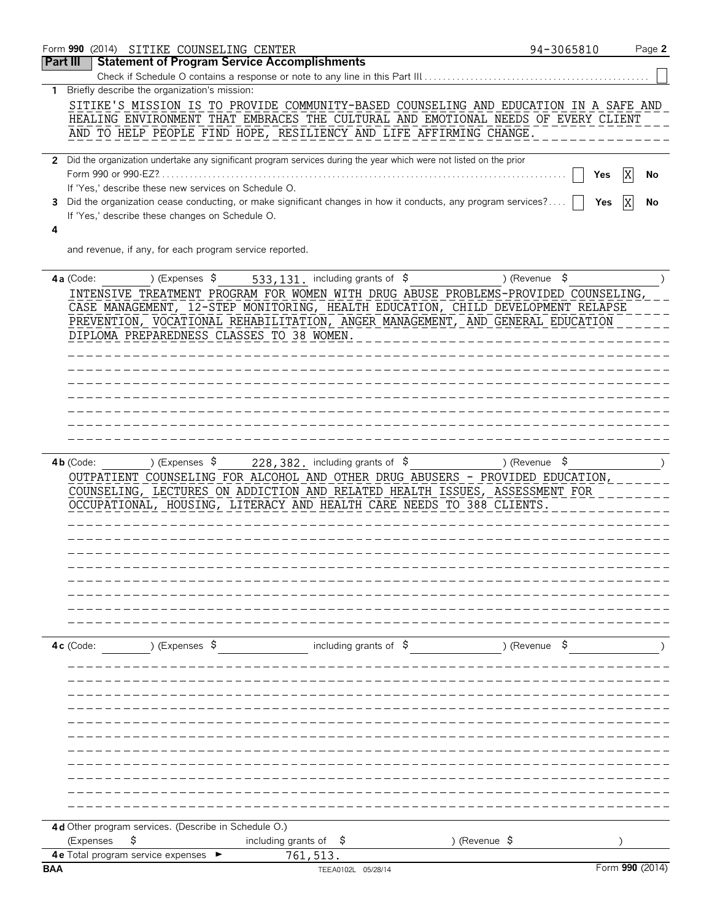Form **990** (2014) SITIKE COUNSELING CENTER 94-3065810 Page **2**

## Part III Statement of Program Service Accomplishments

Check if Schedule O contains a response or note to any line in this Part III . . . . . . ☐

**1** Briefly describe the organization's mission:

SITIKE'S MISSION IS TO PROVIDE COMMUNITY-BASED COUNSELING AND EDUCATION IN A SAFE AND HEALING ENVIRONMENT THAT EMBRACES THE CULTURAL AND EMOTIONAL NEEDS OF EVERY CLIENT AND TO HELP PEOPLE FIND HOPE, RESILIENCY AND LIFE AFFIRMING CHANGE.

**2** Did the organization undertake any significant program services during the year which were not listed on the prior Form 990 or 990-EZ? . . . . . . ☐ Yes ☒ No

If 'Yes,' describe these new services on Schedule O.

**3** Did the organization cease conducting, or make significant changes in how it conducts, any program services? . . . . ☐ Yes ☒ No

If 'Yes,' describe these changes on Schedule O.

**4**

and revenue, if any, for each program service reported.

**4a** (Code: ) (Expenses $ 533,131. including grants of $ ) (Revenue $ )

INTENSIVE TREATMENT PROGRAM FOR WOMEN WITH DRUG ABUSE PROBLEMS-PROVIDED COUNSELING, CASE MANAGEMENT, 12-STEP MONITORING, HEALTH EDUCATION, CHILD DEVELOPMENT RELAPSE PREVENTION, VOCATIONAL REHABILITATION, ANGER MANAGEMENT, AND GENERAL EDUCATION DIPLOMA PREPAREDNESS CLASSES TO 38 WOMEN.

**4b** (Code: ) (Expenses $ 228,382. including grants of $ ) (Revenue $ )

OUTPATIENT COUNSELING FOR ALCOHOL AND OTHER DRUG ABUSERS - PROVIDED EDUCATION, COUNSELING, LECTURES ON ADDICTION AND RELATED HEALTH ISSUES, ASSESSMENT FOR OCCUPATIONAL, HOUSING, LITERACY AND HEALTH CARE NEEDS TO 388 CLIENTS.

**4c** (Code: ) (Expenses $ including grants of $ ) (Revenue $ )

**4d** Other program services. (Describe in Schedule O.)

(Expenses $ including grants of $ ) (Revenue $ )

**4e** Total program service expenses ► 761,513.

BAA TEEA0102L 05/28/14 Form **990** (2014)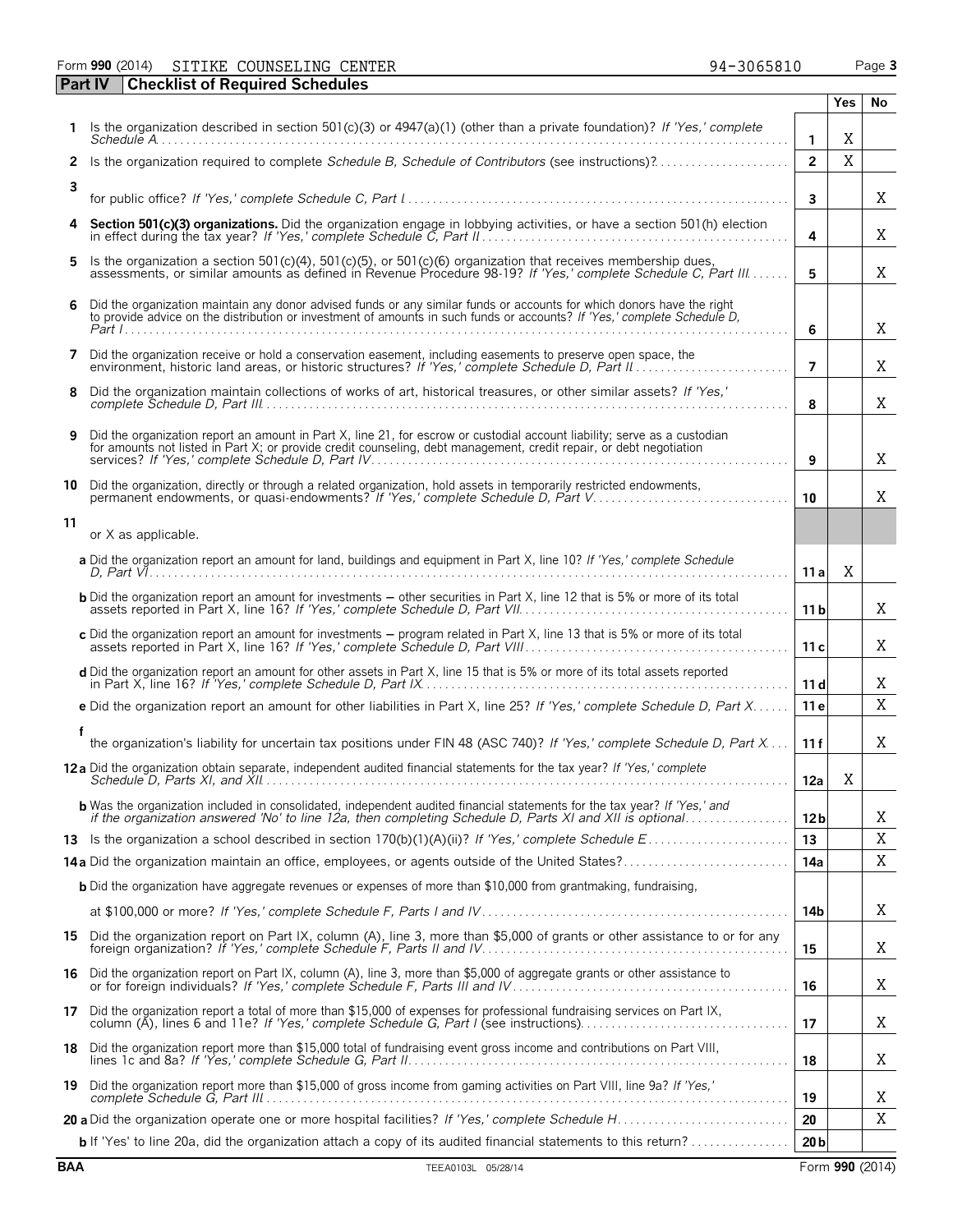Form **990** (2014) SITIKE COUNSELING CENTER 94-3065810

**Part IV Checklist of Required Schedules**

| | | | Yes | No |
|---|---|---|---|---|
| **1** | Is the organization described in section 501(c)(3) or 4947(a)(1) (other than a private foundation)? *If 'Yes,' complete Schedule A* | 1 | X | |
| **2** | Is the organization required to complete *Schedule B, Schedule of Contributors* (see instructions)? | 2 | X | |
| **3** | for public office? *If 'Yes,' complete Schedule C, Part I* | 3 | | X |
| **4** | **Section 501(c)(3) organizations.** Did the organization engage in lobbying activities, or have a section 501(h) election in effect during the tax year? *If 'Yes,' complete Schedule C, Part II* | 4 | | X |
| **5** | Is the organization a section 501(c)(4), 501(c)(5), or 501(c)(6) organization that receives membership dues, assessments, or similar amounts as defined in Revenue Procedure 98-19? *If 'Yes,' complete Schedule C, Part III* | 5 | | X |
| **6** | Did the organization maintain any donor advised funds or any similar funds or accounts for which donors have the right to provide advice on the distribution or investment of amounts in such funds or accounts? *If 'Yes,' complete Schedule D, Part I* | 6 | | X |
| **7** | Did the organization receive or hold a conservation easement, including easements to preserve open space, the environment, historic land areas, or historic structures? *If 'Yes,' complete Schedule D, Part II* | 7 | | X |
| **8** | Did the organization maintain collections of works of art, historical treasures, or other similar assets? *If 'Yes,' complete Schedule D, Part III* | 8 | | X |
| **9** | Did the organization report an amount in Part X, line 21, for escrow or custodial account liability; serve as a custodian for amounts not listed in Part X; or provide credit counseling, debt management, credit repair, or debt negotiation services? *If 'Yes,' complete Schedule D, Part IV* | 9 | | X |
| **10** | Did the organization, directly or through a related organization, hold assets in temporarily restricted endowments, permanent endowments, or quasi-endowments? *If 'Yes,' complete Schedule D, Part V* | 10 | | X |
| **11** | or X as applicable. | | | |
| | **a** Did the organization report an amount for land, buildings and equipment in Part X, line 10? *If 'Yes,' complete Schedule D, Part VI* | 11 a | X | |
| | **b** Did the organization report an amount for investments – other securities in Part X, line 12 that is 5% or more of its total assets reported in Part X, line 16? *If 'Yes,' complete Schedule D, Part VII* | 11 b | | X |
| | **c** Did the organization report an amount for investments – program related in Part X, line 13 that is 5% or more of its total assets reported in Part X, line 16? *If 'Yes,' complete Schedule D, Part VIII* | 11 c | | X |
| | **d** Did the organization report an amount for other assets in Part X, line 15 that is 5% or more of its total assets reported in Part X, line 16? *If 'Yes,' complete Schedule D, Part IX* | 11 d | | X |
| | **e** Did the organization report an amount for other liabilities in Part X, line 25? *If 'Yes,' complete Schedule D, Part X* | 11 e | | X |
| | **f** the organization's liability for uncertain tax positions under FIN 48 (ASC 740)? *If 'Yes,' complete Schedule D, Part X* | 11 f | | X |
| **12 a** | Did the organization obtain separate, independent audited financial statements for the tax year? *If 'Yes,' complete Schedule D, Parts XI, and XII* | 12a | X | |
| | **b** Was the organization included in consolidated, independent audited financial statements for the tax year? *If 'Yes,' and if the organization answered 'No' to line 12a, then completing Schedule D, Parts XI and XII is optional* | 12b | | X |
| **13** | Is the organization a school described in section 170(b)(1)(A)(ii)? *If 'Yes,' complete Schedule E* | 13 | | X |
| **14 a** | Did the organization maintain an office, employees, or agents outside of the United States? | 14a | | X |
| | **b** Did the organization have aggregate revenues or expenses of more than $10,000 from grantmaking, fundraising, at $100,000 or more? *If 'Yes,' complete Schedule F, Parts I and IV* | 14b | | X |
| **15** | Did the organization report on Part IX, column (A), line 3, more than $5,000 of grants or other assistance to or for any foreign organization? *If 'Yes,' complete Schedule F, Parts II and IV* | 15 | | X |
| **16** | Did the organization report on Part IX, column (A), line 3, more than $5,000 of aggregate grants or other assistance to or for foreign individuals? *If 'Yes,' complete Schedule F, Parts III and IV* | 16 | | X |
| **17** | Did the organization report a total of more than $15,000 of expenses for professional fundraising services on Part IX, column (A), lines 6 and 11e? *If 'Yes,' complete Schedule G, Part I* (see instructions) | 17 | | X |
| **18** | Did the organization report more than $15,000 total of fundraising event gross income and contributions on Part VIII, lines 1c and 8a? *If 'Yes,' complete Schedule G, Part II* | 18 | | X |
| **19** | Did the organization report more than $15,000 of gross income from gaming activities on Part VIII, line 9a? *If 'Yes,' complete Schedule G, Part III* | 19 | | X |
| **20 a** | Did the organization operate one or more hospital facilities? *If 'Yes,' complete Schedule H* | 20 | | X |
| | **b** If 'Yes' to line 20a, did the organization attach a copy of its audited financial statements to this return? | 20 b | | |

BAA TEEA0103L 05/28/14 Form **990** (2014)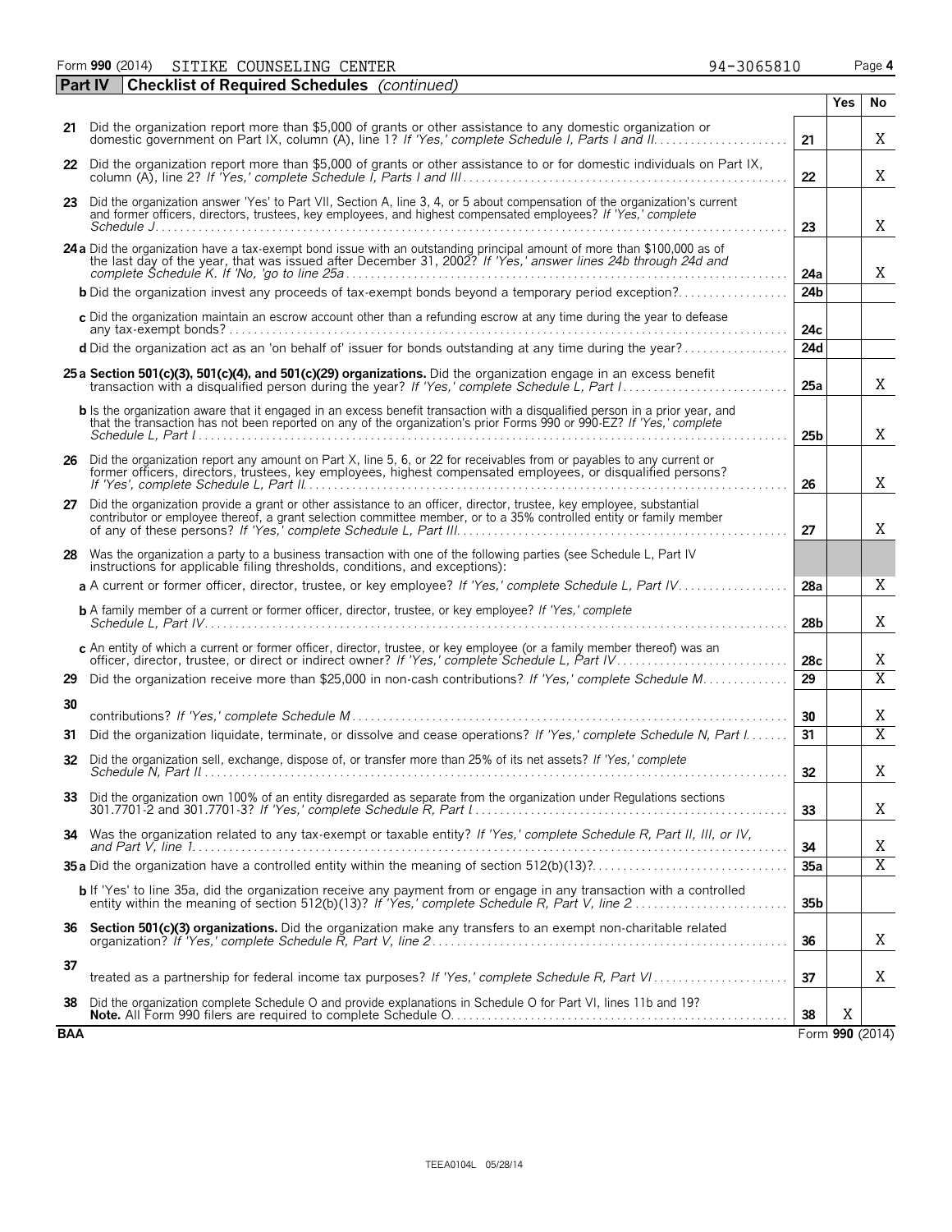Form **990** (2014)  SITIKE COUNSELING CENTER  94-3065810

**Part IV  Checklist of Required Schedules** *(continued)*

| | | | Yes | No |
|---|---|---|---|---|
| **21** | Did the organization report more than $5,000 of grants or other assistance to any domestic organization or domestic government on Part IX, column (A), line 1? *If 'Yes,' complete Schedule I, Parts I and II* | **21** | | X |
| **22** | Did the organization report more than $5,000 of grants or other assistance to or for domestic individuals on Part IX, column (A), line 2? *If 'Yes,' complete Schedule I, Parts I and III* | **22** | | X |
| **23** | Did the organization answer 'Yes' to Part VII, Section A, line 3, 4, or 5 about compensation of the organization's current and former officers, directors, trustees, key employees, and highest compensated employees? *If 'Yes,' complete Schedule J* | **23** | | X |
| **24a** | Did the organization have a tax-exempt bond issue with an outstanding principal amount of more than $100,000 as of the last day of the year, that was issued after December 31, 2002? *If 'Yes,' answer lines 24b through 24d and complete Schedule K. If 'No,' go to line 25a* | **24a** | | X |
| **b** | Did the organization invest any proceeds of tax-exempt bonds beyond a temporary period exception? | **24b** | | |
| **c** | Did the organization maintain an escrow account other than a refunding escrow at any time during the year to defease any tax-exempt bonds? | **24c** | | |
| **d** | Did the organization act as an 'on behalf of' issuer for bonds outstanding at any time during the year? | **24d** | | |
| **25a** | **Section 501(c)(3), 501(c)(4), and 501(c)(29) organizations.** Did the organization engage in an excess benefit transaction with a disqualified person during the year? *If 'Yes,' complete Schedule L, Part I* | **25a** | | X |
| **b** | Is the organization aware that it engaged in an excess benefit transaction with a disqualified person in a prior year, and that the transaction has not been reported on any of the organization's prior Forms 990 or 990-EZ? *If 'Yes,' complete Schedule L, Part I* | **25b** | | X |
| **26** | Did the organization report any amount on Part X, line 5, 6, or 22 for receivables from or payables to any current or former officers, directors, trustees, key employees, highest compensated employees, or disqualified persons? *If 'Yes', complete Schedule L, Part II* | **26** | | X |
| **27** | Did the organization provide a grant or other assistance to an officer, director, trustee, key employee, substantial contributor or employee thereof, a grant selection committee member, or to a 35% controlled entity or family member of any of these persons? *If 'Yes,' complete Schedule L, Part III* | **27** | | X |
| **28** | Was the organization a party to a business transaction with one of the following parties (see Schedule L, Part IV instructions for applicable filing thresholds, conditions, and exceptions): | | | |
| **a** | A current or former officer, director, trustee, or key employee? *If 'Yes,' complete Schedule L, Part IV* | **28a** | | X |
| **b** | A family member of a current or former officer, director, trustee, or key employee? *If 'Yes,' complete Schedule L, Part IV* | **28b** | | X |
| **c** | An entity of which a current or former officer, director, trustee, or key employee (or a family member thereof) was an officer, director, trustee, or direct or indirect owner? *If 'Yes,' complete Schedule L, Part IV* | **28c** | | X |
| **29** | Did the organization receive more than $25,000 in non-cash contributions? *If 'Yes,' complete Schedule M* | **29** | | X |
| **30** | contributions? *If 'Yes,' complete Schedule M* | **30** | | X |
| **31** | Did the organization liquidate, terminate, or dissolve and cease operations? *If 'Yes,' complete Schedule N, Part I* | **31** | | X |
| **32** | Did the organization sell, exchange, dispose of, or transfer more than 25% of its net assets? *If 'Yes,' complete Schedule N, Part II* | **32** | | X |
| **33** | Did the organization own 100% of an entity disregarded as separate from the organization under Regulations sections 301.7701-2 and 301.7701-3? *If 'Yes,' complete Schedule R, Part I* | **33** | | X |
| **34** | Was the organization related to any tax-exempt or taxable entity? *If 'Yes,' complete Schedule R, Part II, III, or IV, and Part V, line 1* | **34** | | X |
| **35a** | Did the organization have a controlled entity within the meaning of section 512(b)(13)? | **35a** | | X |
| **b** | If 'Yes' to line 35a, did the organization receive any payment from or engage in any transaction with a controlled entity within the meaning of section 512(b)(13)? *If 'Yes,' complete Schedule R, Part V, line 2* | **35b** | | |
| **36** | **Section 501(c)(3) organizations.** Did the organization make any transfers to an exempt non-charitable related organization? *If 'Yes,' complete Schedule R, Part V, line 2* | **36** | | X |
| **37** | treated as a partnership for federal income tax purposes? *If 'Yes,' complete Schedule R, Part VI* | **37** | | X |
| **38** | Did the organization complete Schedule O and provide explanations in Schedule O for Part VI, lines 11b and 19? **Note.** All Form 990 filers are required to complete Schedule O. | **38** | X | |

**BAA**  Form **990** (2014)

TEEA0104L 05/28/14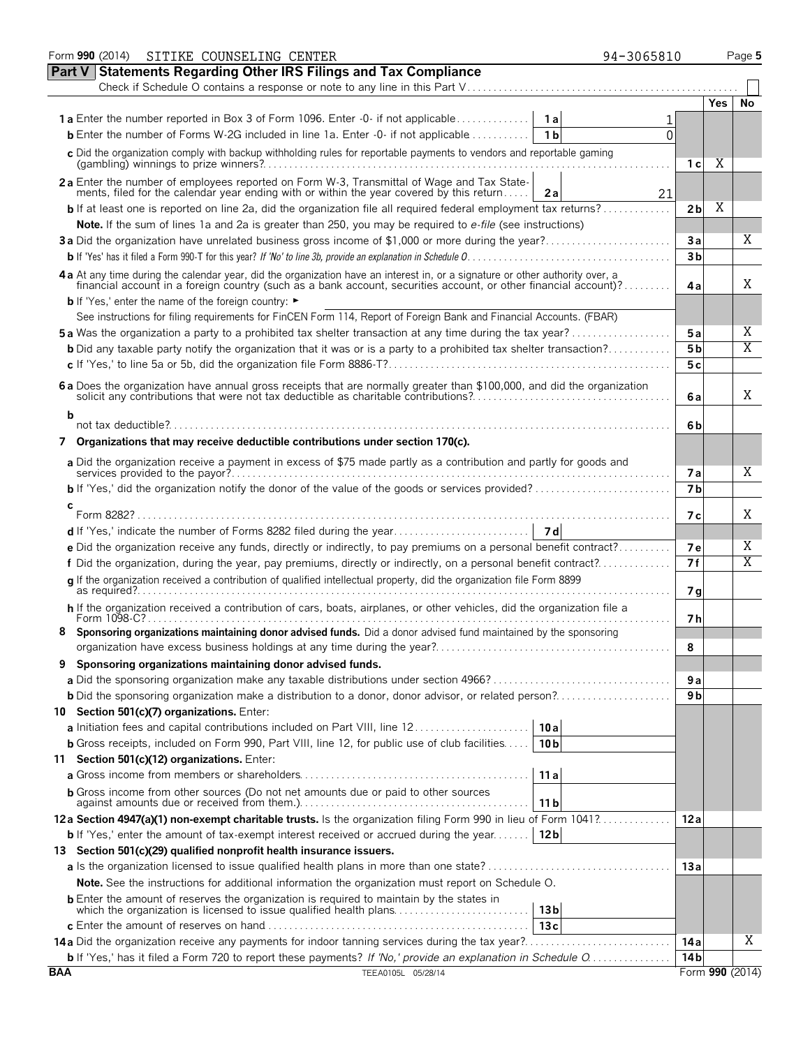Form **990** (2014) SITIKE COUNSELING CENTER 94-3065810

## Part V Statements Regarding Other IRS Filings and Tax Compliance

Check if Schedule O contains a response or note to any line in this Part V ☐

| | | | | Yes | No |
|---|---|---|---|---|---|
| **1a** Enter the number reported in Box 3 of Form 1096. Enter -0- if not applicable | 1a | 1 | | | |
| **b** Enter the number of Forms W-2G included in line 1a. Enter -0- if not applicable | 1b | 0 | | | |
| **c** Did the organization comply with backup withholding rules for reportable payments to vendors and reportable gaming (gambling) winnings to prize winners? | | | 1c | X | |
| **2a** Enter the number of employees reported on Form W-3, Transmittal of Wage and Tax Statements, filed for the calendar year ending with or within the year covered by this return | 2a | 21 | | | |
| **b** If at least one is reported on line 2a, did the organization file all required federal employment tax returns? | | | 2b | X | |
| **Note.** If the sum of lines 1a and 2a is greater than 250, you may be required to *e-file* (see instructions) | | | | | |
| **3a** Did the organization have unrelated business gross income of $1,000 or more during the year? | | | 3a | | X |
| **b** If 'Yes' has it filed a Form 990-T for this year? *If 'No' to line 3b, provide an explanation in Schedule O* | | | 3b | | |
| **4a** At any time during the calendar year, did the organization have an interest in, or a signature or other authority over, a financial account in a foreign country (such as a bank account, securities account, or other financial account)? | | | 4a | | X |
| **b** If 'Yes,' enter the name of the foreign country: ► | | | | | |
| See instructions for filing requirements for FinCEN Form 114, Report of Foreign Bank and Financial Accounts. (FBAR) | | | | | |
| **5a** Was the organization a party to a prohibited tax shelter transaction at any time during the tax year? | | | 5a | | X |
| **b** Did any taxable party notify the organization that it was or is a party to a prohibited tax shelter transaction? | | | 5b | | X |
| **c** If 'Yes,' to line 5a or 5b, did the organization file Form 8886-T? | | | 5c | | |
| **6a** Does the organization have annual gross receipts that are normally greater than $100,000, and did the organization solicit any contributions that were not tax deductible as charitable contributions? | | | 6a | | X |
| **b** not tax deductible? | | | 6b | | |
| **7** **Organizations that may receive deductible contributions under section 170(c).** | | | | | |
| **a** Did the organization receive a payment in excess of $75 made partly as a contribution and partly for goods and services provided to the payor? | | | 7a | | X |
| **b** If 'Yes,' did the organization notify the donor of the value of the goods or services provided? | | | 7b | | |
| **c** Form 8282? | | | 7c | | X |
| **d** If 'Yes,' indicate the number of Forms 8282 filed during the year | 7d | | | | |
| **e** Did the organization receive any funds, directly or indirectly, to pay premiums on a personal benefit contract? | | | 7e | | X |
| **f** Did the organization, during the year, pay premiums, directly or indirectly, on a personal benefit contract? | | | 7f | | X |
| **g** If the organization received a contribution of qualified intellectual property, did the organization file Form 8899 as required? | | | 7g | | |
| **h** If the organization received a contribution of cars, boats, airplanes, or other vehicles, did the organization file a Form 1098-C? | | | 7h | | |
| **8** **Sponsoring organizations maintaining donor advised funds.** Did a donor advised fund maintained by the sponsoring organization have excess business holdings at any time during the year? | | | 8 | | |
| **9** **Sponsoring organizations maintaining donor advised funds.** | | | | | |
| **a** Did the sponsoring organization make any taxable distributions under section 4966? | | | 9a | | |
| **b** Did the sponsoring organization make a distribution to a donor, donor advisor, or related person? | | | 9b | | |
| **10** **Section 501(c)(7) organizations.** Enter: | | | | | |
| **a** Initiation fees and capital contributions included on Part VIII, line 12 | 10a | | | | |
| **b** Gross receipts, included on Form 990, Part VIII, line 12, for public use of club facilities | 10b | | | | |
| **11** **Section 501(c)(12) organizations.** Enter: | | | | | |
| **a** Gross income from members or shareholders | 11a | | | | |
| **b** Gross income from other sources (Do not net amounts due or paid to other sources against amounts due or received from them.) | 11b | | | | |
| **12a** **Section 4947(a)(1) non-exempt charitable trusts.** Is the organization filing Form 990 in lieu of Form 1041? | | | 12a | | |
| **b** If 'Yes,' enter the amount of tax-exempt interest received or accrued during the year | 12b | | | | |
| **13** **Section 501(c)(29) qualified nonprofit health insurance issuers.** | | | | | |
| **a** Is the organization licensed to issue qualified health plans in more than one state? | | | 13a | | |
| **Note.** See the instructions for additional information the organization must report on Schedule O. | | | | | |
| **b** Enter the amount of reserves the organization is required to maintain by the states in which the organization is licensed to issue qualified health plans | 13b | | | | |
| **c** Enter the amount of reserves on hand | 13c | | | | |
| **14a** Did the organization receive any payments for indoor tanning services during the tax year? | | | 14a | | X |
| **b** If 'Yes,' has it filed a Form 720 to report these payments? *If 'No,' provide an explanation in Schedule O* | | | 14b | | |

BAA TEEA0105L 05/28/14 Form **990** (2014)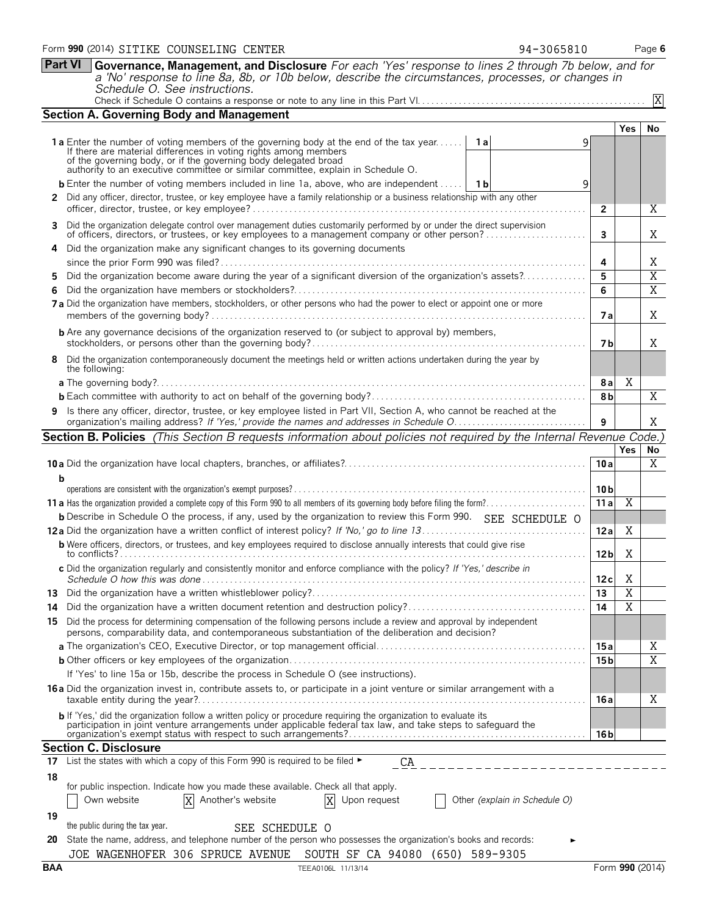Form 990 (2014) SITIKE COUNSELING CENTER 94-3065810 Page 6

**Part VI** **Governance, Management, and Disclosure** *For each 'Yes' response to lines 2 through 7b below, and for a 'No' response to line 8a, 8b, or 10b below, describe the circumstances, processes, or changes in Schedule O. See instructions.*

Check if Schedule O contains a response or note to any line in this Part VI. [X]

**Section A. Governing Body and Management**

| | | | Yes | No |
|---|---|---|---|---|
| **1a** Enter the number of voting members of the governing body at the end of the tax year. If there are material differences in voting rights among members of the governing body, or if the governing body delegated broad authority to an executive committee or similar committee, explain in Schedule O. | 1a: 9 | | | |
| **b** Enter the number of voting members included in line 1a, above, who are independent | 1b: 9 | | | |
| **2** Did any officer, director, trustee, or key employee have a family relationship or a business relationship with any other officer, director, trustee, or key employee? | | 2 | | X |
| **3** Did the organization delegate control over management duties customarily performed by or under the direct supervision of officers, directors, or trustees, or key employees to a management company or other person? | | 3 | | X |
| **4** Did the organization make any significant changes to its governing documents since the prior Form 990 was filed? | | 4 | | X |
| **5** Did the organization become aware during the year of a significant diversion of the organization's assets? | | 5 | | X |
| **6** Did the organization have members or stockholders? | | 6 | | X |
| **7a** Did the organization have members, stockholders, or other persons who had the power to elect or appoint one or more members of the governing body? | | 7a | | X |
| **b** Are any governance decisions of the organization reserved to (or subject to approval by) members, stockholders, or persons other than the governing body? | | 7b | | X |
| **8** Did the organization contemporaneously document the meetings held or written actions undertaken during the year by the following: | | | | |
| **a** The governing body? | | 8a | X | |
| **b** Each committee with authority to act on behalf of the governing body? | | 8b | | X |
| **9** Is there any officer, director, trustee, or key employee listed in Part VII, Section A, who cannot be reached at the organization's mailing address? *If 'Yes,' provide the names and addresses in Schedule O* | | 9 | | X |

**Section B. Policies** *(This Section B requests information about policies not required by the Internal Revenue Code.)*

| | | Yes | No |
|---|---|---|---|
| **10a** Did the organization have local chapters, branches, or affiliates? | 10a | | X |
| **b** operations are consistent with the organization's exempt purposes? | 10b | | |
| **11a** Has the organization provided a complete copy of this Form 990 to all members of its governing body before filing the form? | 11a | X | |
| **b** Describe in Schedule O the process, if any, used by the organization to review this Form 990. SEE SCHEDULE O | | | |
| **12a** Did the organization have a written conflict of interest policy? *If 'No,' go to line 13* | 12a | X | |
| **b** Were officers, directors, or trustees, and key employees required to disclose annually interests that could give rise to conflicts? | 12b | X | |
| **c** Did the organization regularly and consistently monitor and enforce compliance with the policy? *If 'Yes,' describe in Schedule O how this was done* | 12c | X | |
| **13** Did the organization have a written whistleblower policy? | 13 | X | |
| **14** Did the organization have a written document retention and destruction policy? | 14 | X | |
| **15** Did the process for determining compensation of the following persons include a review and approval by independent persons, comparability data, and contemporaneous substantiation of the deliberation and decision? | | | |
| **a** The organization's CEO, Executive Director, or top management official | 15a | | X |
| **b** Other officers or key employees of the organization | 15b | | X |
| If 'Yes' to line 15a or 15b, describe the process in Schedule O (see instructions). | | | |
| **16a** Did the organization invest in, contribute assets to, or participate in a joint venture or similar arrangement with a taxable entity during the year? | 16a | | X |
| **b** If 'Yes,' did the organization follow a written policy or procedure requiring the organization to evaluate its participation in joint venture arrangements under applicable federal tax law, and take steps to safeguard the organization's exempt status with respect to such arrangements? | 16b | | |

**Section C. Disclosure**

**17** List the states with which a copy of this Form 990 is required to be filed ► CA

**18** for public inspection. Indicate how you made these available. Check all that apply.

[ ] Own website [X] Another's website [X] Upon request [ ] Other *(explain in Schedule O)*

**19** the public during the tax year. SEE SCHEDULE O

**20** State the name, address, and telephone number of the person who possesses the organization's books and records: ►

JOE WAGENHOFER 306 SPRUCE AVENUE SOUTH SF CA 94080 (650) 589-9305

BAA TEEA0106L 11/13/14 Form **990** (2014)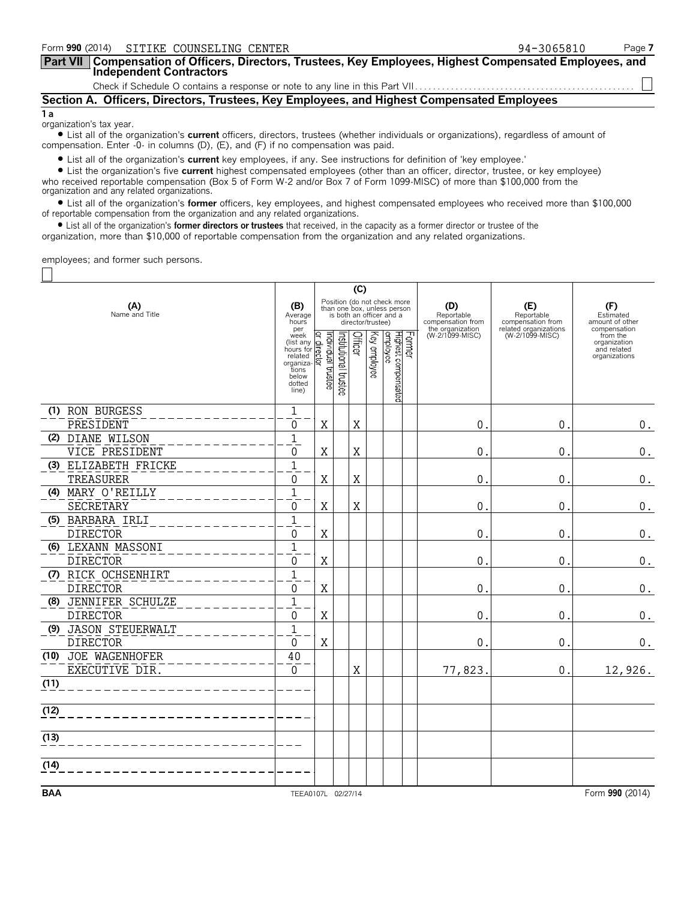Form **990** (2014) SITIKE COUNSELING CENTER 94-3065810

**Part VII Compensation of Officers, Directors, Trustees, Key Employees, Highest Compensated Employees, and Independent Contractors**

Check if Schedule O contains a response or note to any line in this Part VII . . . . . . ☐

## Section A. Officers, Directors, Trustees, Key Employees, and Highest Compensated Employees

**1 a**

organization's tax year.

- List all of the organization's **current** officers, directors, trustees (whether individuals or organizations), regardless of amount of compensation. Enter -0- in columns (D), (E), and (F) if no compensation was paid.
- List all of the organization's **current** key employees, if any. See instructions for definition of 'key employee.'
- List the organization's five **current** highest compensated employees (other than an officer, director, trustee, or key employee) who received reportable compensation (Box 5 of Form W-2 and/or Box 7 of Form 1099-MISC) of more than $100,000 from the organization and any related organizations.
- List all of the organization's **former** officers, key employees, and highest compensated employees who received more than $100,000 of reportable compensation from the organization and any related organizations.
- List all of the organization's **former directors or trustees** that received, in the capacity as a former director or trustee of the organization, more than $10,000 of reportable compensation from the organization and any related organizations.

employees; and former such persons.

☐

| (A) Name and Title | (B) Average hours per week (list any hours for related organizations below dotted line) | (C) Position (do not check more than one box, unless person is both an officer and a director/trustee) Individual trustee or director | Institutional trustee | Officer | Key employee | Highest compensated employee | Former | (D) Reportable compensation from the organization (W-2/1099-MISC) | (E) Reportable compensation from related organizations (W-2/1099-MISC) | (F) Estimated amount of other compensation from the organization and related organizations |
|---|---|---|---|---|---|---|---|---|---|---|
| (1) RON BURGESS<br>PRESIDENT | 1<br>0 | X | | X | | | | 0. | 0. | 0. |
| (2) DIANE WILSON<br>VICE PRESIDENT | 1<br>0 | X | | X | | | | 0. | 0. | 0. |
| (3) ELIZABETH FRICKE<br>TREASURER | 1<br>0 | X | | X | | | | 0. | 0. | 0. |
| (4) MARY O'REILLY<br>SECRETARY | 1<br>0 | X | | X | | | | 0. | 0. | 0. |
| (5) BARBARA IRLI<br>DIRECTOR | 1<br>0 | X | | | | | | 0. | 0. | 0. |
| (6) LEXANN MASSONI<br>DIRECTOR | 1<br>0 | X | | | | | | 0. | 0. | 0. |
| (7) RICK OCHSENHIRT<br>DIRECTOR | 1<br>0 | X | | | | | | 0. | 0. | 0. |
| (8) JENNIFER SCHULZE<br>DIRECTOR | 1<br>0 | X | | | | | | 0. | 0. | 0. |
| (9) JASON STEUERWALT<br>DIRECTOR | 1<br>0 | X | | | | | | 0. | 0. | 0. |
| (10) JOE WAGENHOFER<br>EXECUTIVE DIR. | 40<br>0 | | | X | | | | 77,823. | 0. | 12,926. |
| (11) | | | | | | | | | | |
| (12) | | | | | | | | | | |
| (13) | | | | | | | | | | |
| (14) | | | | | | | | | | |

BAA TEEA0107L 02/27/14 Form **990** (2014)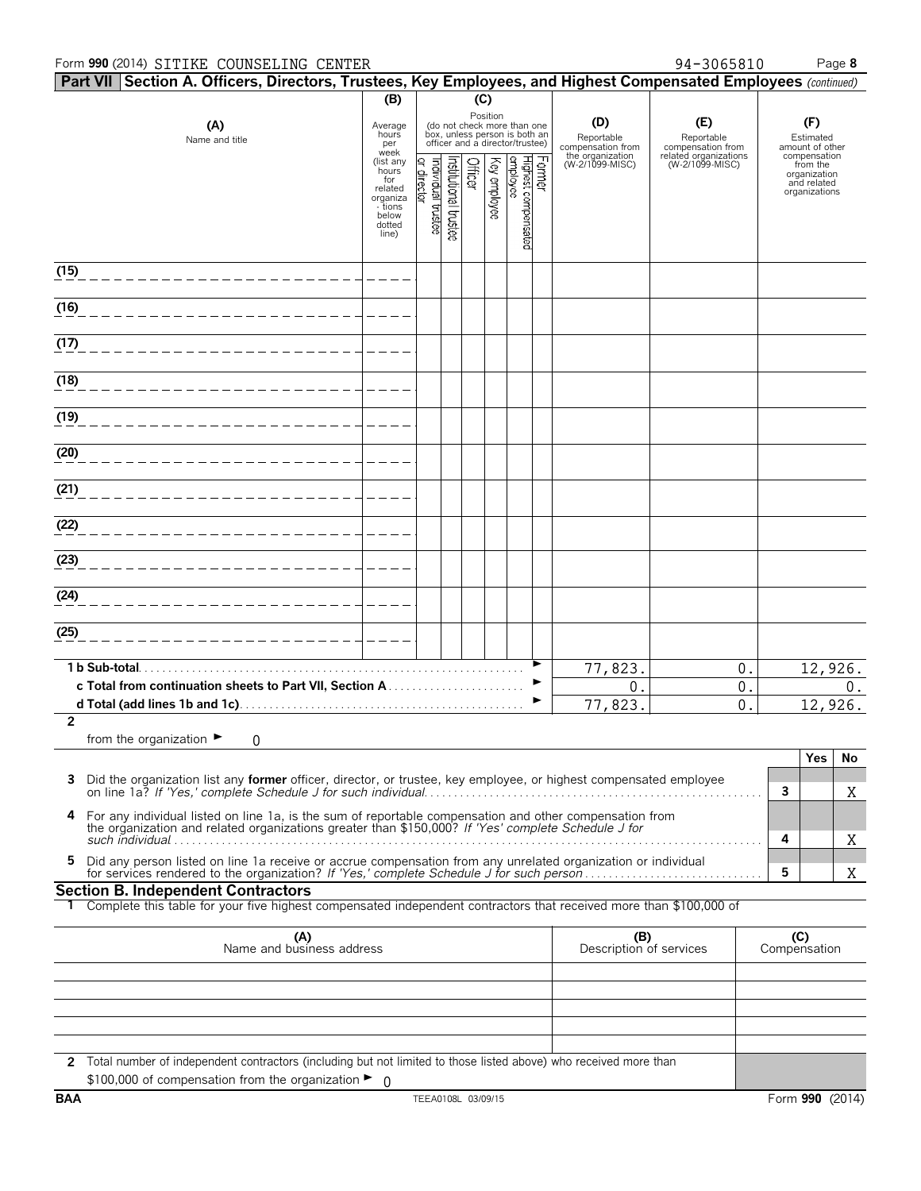Form **990** (2014) SITIKE COUNSELING CENTER 94-3065810

## Part VII Section A. Officers, Directors, Trustees, Key Employees, and Highest Compensated Employees *(continued)*

| (A) Name and title | (B) Average hours per week (list any hours for related organizations below dotted line) | (C) Position (do not check more than one box, unless person is both an officer and a director/trustee) | | | | | | (D) Reportable compensation from the organization (W-2/1099-MISC) | (E) Reportable compensation from related organizations (W-2/1099-MISC) | (F) Estimated amount of other compensation from the organization and related organizations |
|---|---|---|---|---|---|---|---|---|---|---|
| | | Individual trustee or director | Institutional trustee | Officer | Key employee | Highest compensated employee | Former | | | |
| (15) | | | | | | | | | | |
| (16) | | | | | | | | | | |
| (17) | | | | | | | | | | |
| (18) | | | | | | | | | | |
| (19) | | | | | | | | | | |
| (20) | | | | | | | | | | |
| (21) | | | | | | | | | | |
| (22) | | | | | | | | | | |
| (23) | | | | | | | | | | |
| (24) | | | | | | | | | | |
| (25) | | | | | | | | | | |
| **1 b Sub-total** | | | | | | | | 77,823. | 0. | 12,926. |
| **c Total from continuation sheets to Part VII, Section A** | | | | | | | | 0. | 0. | 0. |
| **d Total (add lines 1b and 1c)** | | | | | | | | 77,823. | 0. | 12,926. |

**2** from the organization ► 0

| | | Yes | No |
|---|---|---|---|
| **3** Did the organization list any **former** officer, director, or trustee, key employee, or highest compensated employee on line 1a? *If 'Yes,' complete Schedule J for such individual* | **3** | | X |
| **4** For any individual listed on line 1a, is the sum of reportable compensation and other compensation from the organization and related organizations greater than $150,000? *If 'Yes' complete Schedule J for such individual* | **4** | | X |
| **5** Did any person listed on line 1a receive or accrue compensation from any unrelated organization or individual for services rendered to the organization? *If 'Yes,' complete Schedule J for such person* | **5** | | X |

### Section B. Independent Contractors

**1** Complete this table for your five highest compensated independent contractors that received more than $100,000 of

| (A) Name and business address | (B) Description of services | (C) Compensation |
|---|---|---|
| | | |
| | | |
| | | |
| | | |
| | | |

**2** Total number of independent contractors (including but not limited to those listed above) who received more than $100,000 of compensation from the organization ► 0

BAA TEEA0108L 03/09/15 Form **990** (2014)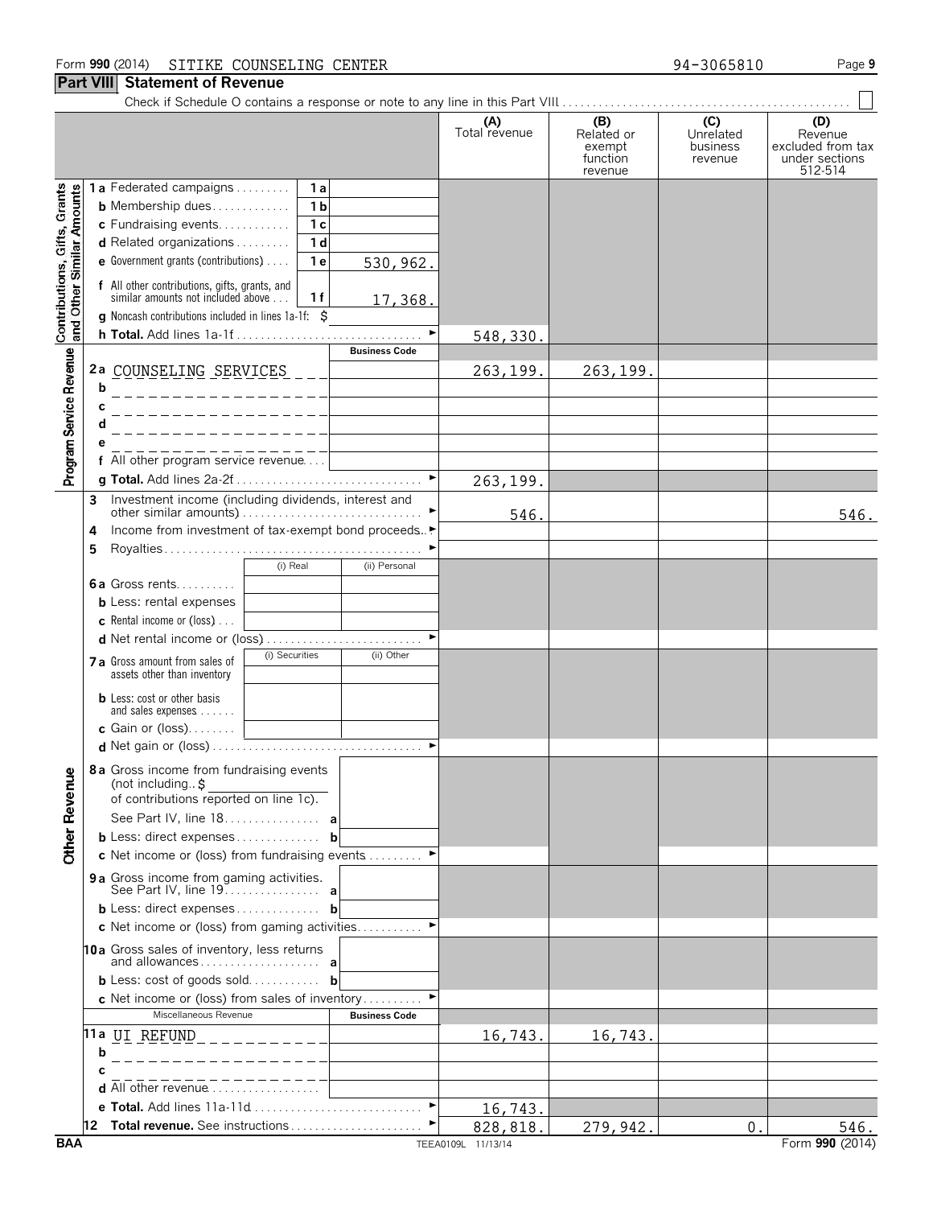Form **990** (2014) SITIKE COUNSELING CENTER 94-3065810

## Part VIII Statement of Revenue

Check if Schedule O contains a response or note to any line in this Part VIII . . . . . ☐

| | | | | (A) Total revenue | (B) Related or exempt function revenue | (C) Unrelated business revenue | (D) Revenue excluded from tax under sections 512-514 |
|---|---|---|---|---|---|---|---|
| **Contributions, Gifts, Grants and Other Similar Amounts** | **1a** Federated campaigns | 1a | | | | | |
| | **b** Membership dues | 1b | | | | | |
| | **c** Fundraising events | 1c | | | | | |
| | **d** Related organizations | 1d | | | | | |
| | **e** Government grants (contributions) | 1e | 530,962. | | | | |
| | **f** All other contributions, gifts, grants, and similar amounts not included above | 1f | 17,368. | | | | |
| | **g** Noncash contributions included in lines 1a-1f: $ | | | | | | |
| | **h Total.** Add lines 1a-1f | | | 548,330. | | | |
| **Program Service Revenue** | | | **Business Code** | | | | |
| | **2a** COUNSELING SERVICES | | | 263,199. | 263,199. | | |
| | **b** | | | | | | |
| | **c** | | | | | | |
| | **d** | | | | | | |
| | **e** | | | | | | |
| | **f** All other program service revenue | | | | | | |
| | **g Total.** Add lines 2a-2f | | | 263,199. | | | |
| **Other Revenue** | **3** Investment income (including dividends, interest and other similar amounts) | | | 546. | | | 546. |
| | **4** Income from investment of tax-exempt bond proceeds | | | | | | |
| | **5** Royalties | | | | | | |
| | | (i) Real | (ii) Personal | | | | |
| | **6a** Gross rents | | | | | | |
| | **b** Less: rental expenses | | | | | | |
| | **c** Rental income or (loss) | | | | | | |
| | **d** Net rental income or (loss) | | | | | | |
| | | (i) Securities | (ii) Other | | | | |
| | **7a** Gross amount from sales of assets other than inventory | | | | | | |
| | **b** Less: cost or other basis and sales expenses | | | | | | |
| | **c** Gain or (loss) | | | | | | |
| | **d** Net gain or (loss) | | | | | | |
| | **8a** Gross income from fundraising events (not including $ of contributions reported on line 1c). See Part IV, line 18 | a | | | | | |
| | **b** Less: direct expenses | b | | | | | |
| | **c** Net income or (loss) from fundraising events | | | | | | |
| | **9a** Gross income from gaming activities. See Part IV, line 19 | a | | | | | |
| | **b** Less: direct expenses | b | | | | | |
| | **c** Net income or (loss) from gaming activities | | | | | | |
| | **10a** Gross sales of inventory, less returns and allowances | a | | | | | |
| | **b** Less: cost of goods sold | b | | | | | |
| | **c** Net income or (loss) from sales of inventory | | | | | | |
| | Miscellaneous Revenue | | **Business Code** | | | | |
| | **11a** UI REFUND | | | 16,743. | 16,743. | | |
| | **b** | | | | | | |
| | **c** | | | | | | |
| | **d** All other revenue | | | | | | |
| | **e Total.** Add lines 11a-11d | | | 16,743. | | | |
| | **12 Total revenue.** See instructions | | | 828,818. | 279,942. | 0. | 546. |

BAA TEEA0109L 11/13/14 Form **990** (2014)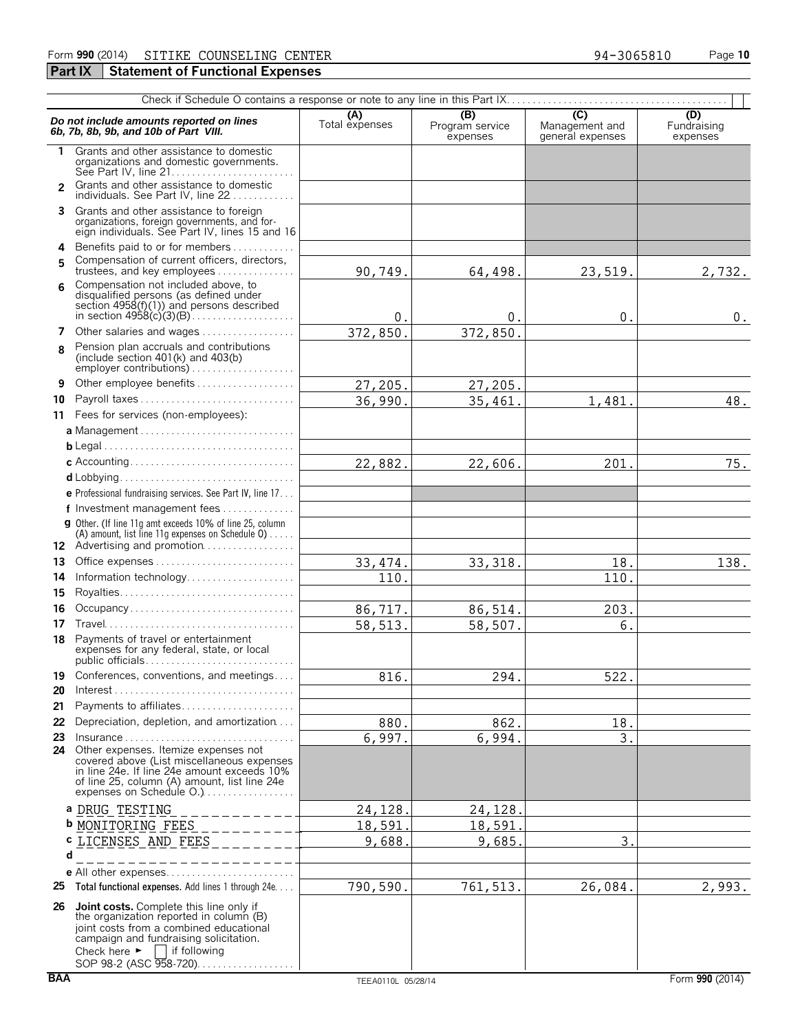Form **990** (2014) SITIKE COUNSELING CENTER 94-3065810 Page **10**

**Part IX Statement of Functional Expenses**

Check if Schedule O contains a response or note to any line in this Part IX. ☐

| *Do not include amounts reported on lines 6b, 7b, 8b, 9b, and 10b of Part VIII.* | (A) Total expenses | (B) Program service expenses | (C) Management and general expenses | (D) Fundraising expenses |
|---|---|---|---|---|
| 1 Grants and other assistance to domestic organizations and domestic governments. See Part IV, line 21 | | | | |
| 2 Grants and other assistance to domestic individuals. See Part IV, line 22 | | | | |
| 3 Grants and other assistance to foreign organizations, foreign governments, and foreign individuals. See Part IV, lines 15 and 16 | | | | |
| 4 Benefits paid to or for members | | | | |
| 5 Compensation of current officers, directors, trustees, and key employees | 90,749. | 64,498. | 23,519. | 2,732. |
| 6 Compensation not included above, to disqualified persons (as defined under section 4958(f)(1)) and persons described in section 4958(c)(3)(B) | 0. | 0. | 0. | 0. |
| 7 Other salaries and wages | 372,850. | 372,850. | | |
| 8 Pension plan accruals and contributions (include section 401(k) and 403(b) employer contributions) | | | | |
| 9 Other employee benefits | 27,205. | 27,205. | | |
| 10 Payroll taxes | 36,990. | 35,461. | 1,481. | 48. |
| 11 Fees for services (non-employees): | | | | |
| a Management | | | | |
| b Legal | | | | |
| c Accounting | 22,882. | 22,606. | 201. | 75. |
| d Lobbying | | | | |
| e Professional fundraising services. See Part IV, line 17 | | | | |
| f Investment management fees | | | | |
| g Other. (If line 11g amt exceeds 10% of line 25, column (A) amount, list line 11g expenses on Schedule O) | | | | |
| 12 Advertising and promotion | | | | |
| 13 Office expenses | 33,474. | 33,318. | 18. | 138. |
| 14 Information technology | 110. | | 110. | |
| 15 Royalties | | | | |
| 16 Occupancy | 86,717. | 86,514. | 203. | |
| 17 Travel | 58,513. | 58,507. | 6. | |
| 18 Payments of travel or entertainment expenses for any federal, state, or local public officials | | | | |
| 19 Conferences, conventions, and meetings | 816. | 294. | 522. | |
| 20 Interest | | | | |
| 21 Payments to affiliates | | | | |
| 22 Depreciation, depletion, and amortization | 880. | 862. | 18. | |
| 23 Insurance | 6,997. | 6,994. | 3. | |
| 24 Other expenses. Itemize expenses not covered above (List miscellaneous expenses in line 24e. If line 24e amount exceeds 10% of line 25, column (A) amount, list line 24e expenses on Schedule O.) | | | | |
| a DRUG TESTING | 24,128. | 24,128. | | |
| b MONITORING FEES | 18,591. | 18,591. | | |
| c LICENSES AND FEES | 9,688. | 9,685. | 3. | |
| d | | | | |
| e All other expenses | | | | |
| 25 **Total functional expenses.** Add lines 1 through 24e | 790,590. | 761,513. | 26,084. | 2,993. |
| 26 **Joint costs.** Complete this line only if the organization reported in column (B) joint costs from a combined educational campaign and fundraising solicitation. Check here ► ☐ if following SOP 98-2 (ASC 958-720) | | | | |

BAA TEEA0110L 05/28/14 Form **990** (2014)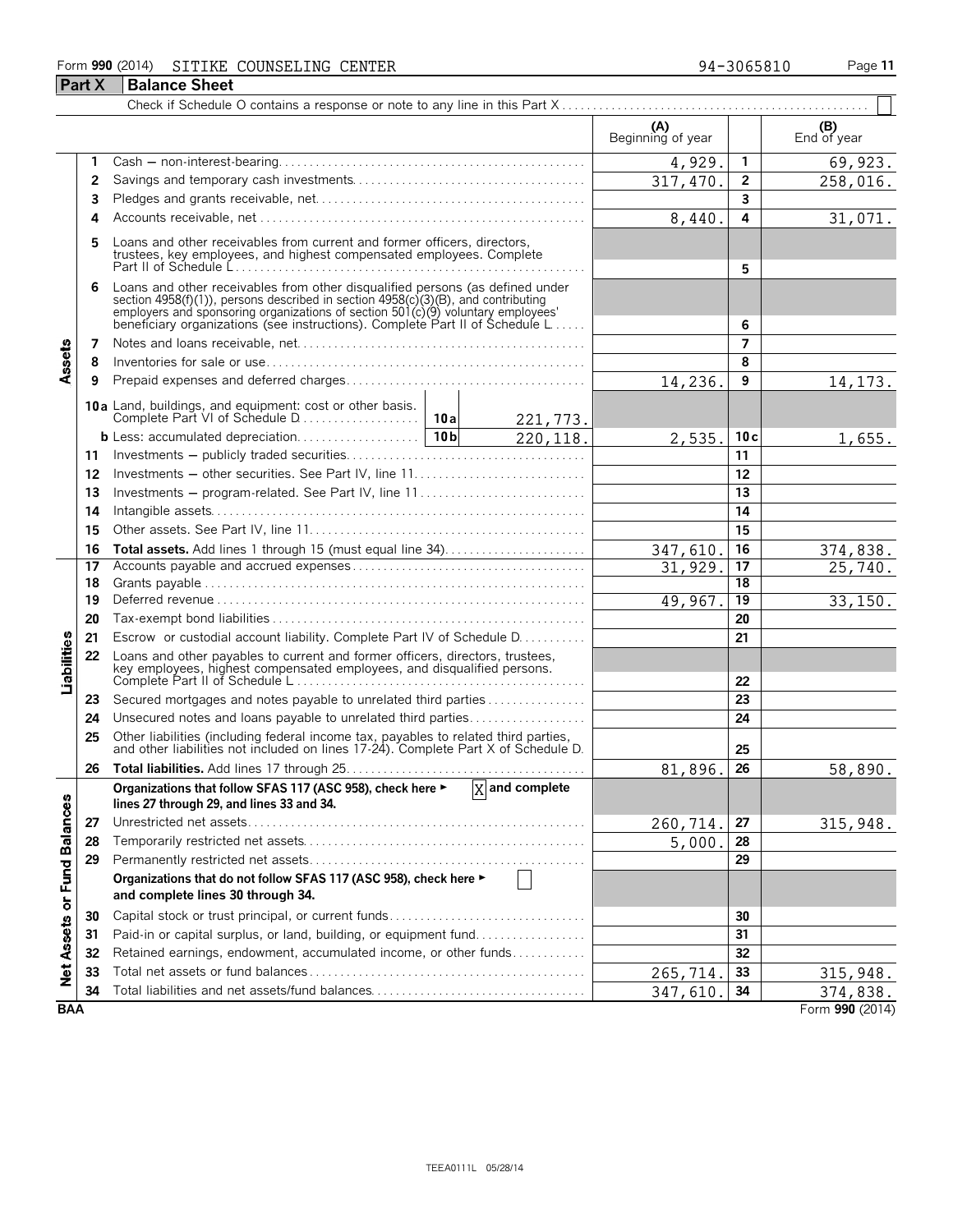Form **990** (2014) SITIKE COUNSELING CENTER 94-3065810

## Part X Balance Sheet

Check if Schedule O contains a response or note to any line in this Part X ☐

| Section | Line | Description | | | (A) Beginning of year | | (B) End of year |
|---|---|---|---|---|---|---|---|
| Assets | 1 | Cash — non-interest-bearing | | | 4,929. | 1 | 69,923. |
| | 2 | Savings and temporary cash investments | | | 317,470. | 2 | 258,016. |
| | 3 | Pledges and grants receivable, net | | | | 3 | |
| | 4 | Accounts receivable, net | | | 8,440. | 4 | 31,071. |
| | 5 | Loans and other receivables from current and former officers, directors, trustees, key employees, and highest compensated employees. Complete Part II of Schedule L | | | | 5 | |
| | 6 | Loans and other receivables from other disqualified persons (as defined under section 4958(f)(1)), persons described in section 4958(c)(3)(B), and contributing employers and sponsoring organizations of section 501(c)(9) voluntary employees' beneficiary organizations (see instructions). Complete Part II of Schedule L | | | | 6 | |
| | 7 | Notes and loans receivable, net | | | | 7 | |
| | 8 | Inventories for sale or use | | | | 8 | |
| | 9 | Prepaid expenses and deferred charges | | | 14,236. | 9 | 14,173. |
| | 10a | Land, buildings, and equipment: cost or other basis. Complete Part VI of Schedule D | 10a | 221,773. | | | |
| | b | Less: accumulated depreciation | 10b | 220,118. | 2,535. | 10c | 1,655. |
| | 11 | Investments — publicly traded securities | | | | 11 | |
| | 12 | Investments — other securities. See Part IV, line 11 | | | | 12 | |
| | 13 | Investments — program-related. See Part IV, line 11 | | | | 13 | |
| | 14 | Intangible assets | | | | 14 | |
| | 15 | Other assets. See Part IV, line 11 | | | | 15 | |
| | 16 | **Total assets.** Add lines 1 through 15 (must equal line 34) | | | 347,610. | 16 | 374,838. |
| Liabilities | 17 | Accounts payable and accrued expenses | | | 31,929. | 17 | 25,740. |
| | 18 | Grants payable | | | | 18 | |
| | 19 | Deferred revenue | | | 49,967. | 19 | 33,150. |
| | 20 | Tax-exempt bond liabilities | | | | 20 | |
| | 21 | Escrow or custodial account liability. Complete Part IV of Schedule D | | | | 21 | |
| | 22 | Loans and other payables to current and former officers, directors, trustees, key employees, highest compensated employees, and disqualified persons. Complete Part II of Schedule L | | | | 22 | |
| | 23 | Secured mortgages and notes payable to unrelated third parties | | | | 23 | |
| | 24 | Unsecured notes and loans payable to unrelated third parties | | | | 24 | |
| | 25 | Other liabilities (including federal income tax, payables to related third parties, and other liabilities not included on lines 17-24). Complete Part X of Schedule D | | | | 25 | |
| | 26 | **Total liabilities.** Add lines 17 through 25 | | | 81,896. | 26 | 58,890. |
| Net Assets or Fund Balances | | **Organizations that follow SFAS 117 (ASC 958), check here ►** X **and complete lines 27 through 29, and lines 33 and 34.** | | | | | |
| | 27 | Unrestricted net assets | | | 260,714. | 27 | 315,948. |
| | 28 | Temporarily restricted net assets | | | 5,000. | 28 | |
| | 29 | Permanently restricted net assets | | | | 29 | |
| | | **Organizations that do not follow SFAS 117 (ASC 958), check here ►** ☐ **and complete lines 30 through 34.** | | | | | |
| | 30 | Capital stock or trust principal, or current funds | | | | 30 | |
| | 31 | Paid-in or capital surplus, or land, building, or equipment fund | | | | 31 | |
| | 32 | Retained earnings, endowment, accumulated income, or other funds | | | | 32 | |
| | 33 | Total net assets or fund balances | | | 265,714. | 33 | 315,948. |
| | 34 | Total liabilities and net assets/fund balances | | | 347,610. | 34 | 374,838. |

BAA Form **990** (2014)

TEEA0111L 05/28/14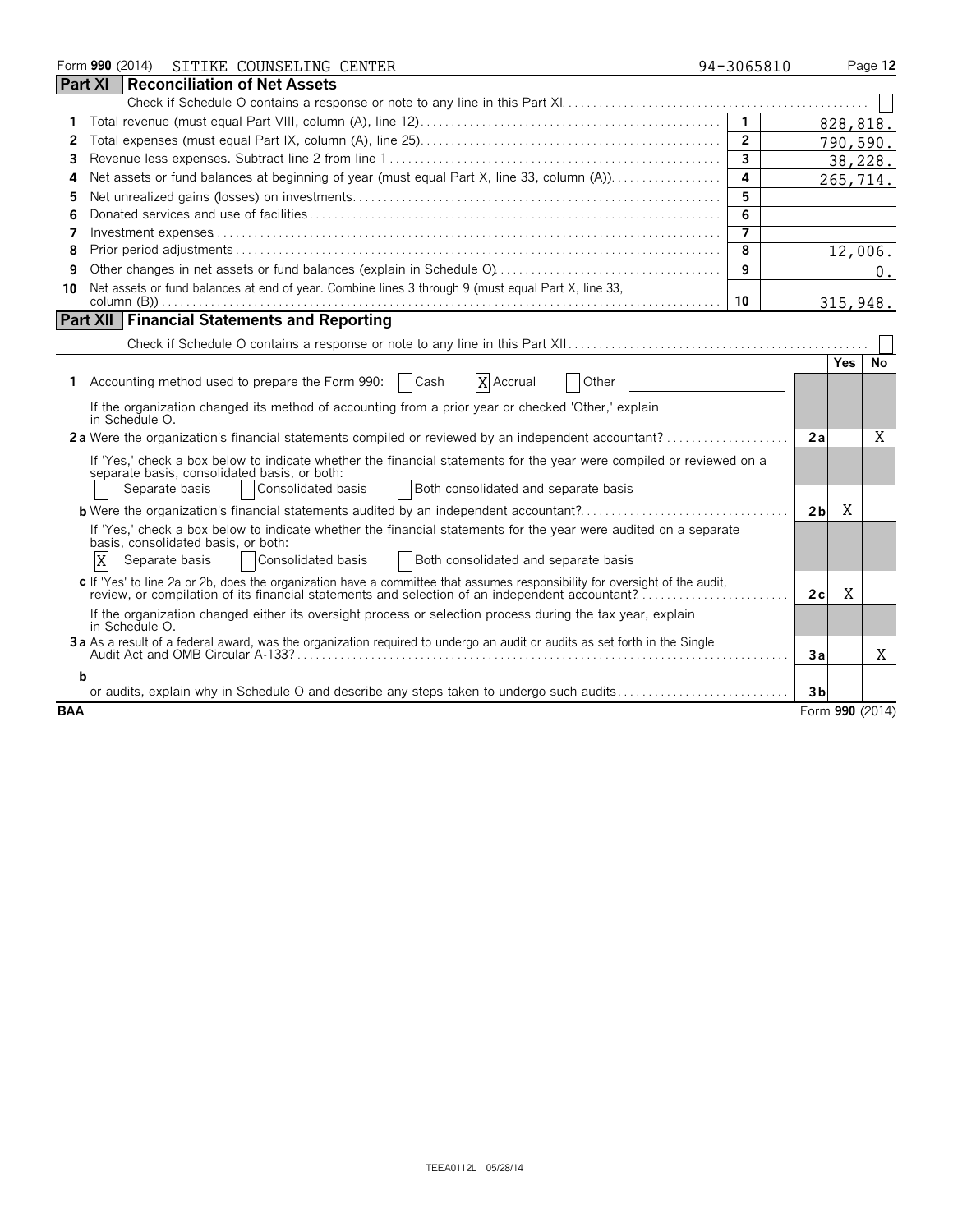Form **990** (2014) SITIKE COUNSELING CENTER 94-3065810

## Part XI Reconciliation of Net Assets

Check if Schedule O contains a response or note to any line in this Part XI. ☐

| | | | |
|---|---|---|---|
| 1 | Total revenue (must equal Part VIII, column (A), line 12) | 1 | 828,818. |
| 2 | Total expenses (must equal Part IX, column (A), line 25) | 2 | 790,590. |
| 3 | Revenue less expenses. Subtract line 2 from line 1 | 3 | 38,228. |
| 4 | Net assets or fund balances at beginning of year (must equal Part X, line 33, column (A)) | 4 | 265,714. |
| 5 | Net unrealized gains (losses) on investments | 5 | |
| 6 | Donated services and use of facilities | 6 | |
| 7 | Investment expenses | 7 | |
| 8 | Prior period adjustments | 8 | 12,006. |
| 9 | Other changes in net assets or fund balances (explain in Schedule O) | 9 | 0. |
| 10 | Net assets or fund balances at end of year. Combine lines 3 through 9 (must equal Part X, line 33, column (B)) | 10 | 315,948. |

## Part XII Financial Statements and Reporting

Check if Schedule O contains a response or note to any line in this Part XII ☐

| | | | Yes | No |
|---|---|---|---|---|
| **1** | Accounting method used to prepare the Form 990: ☐ Cash ☒ Accrual ☐ Other | | | |
| | If the organization changed its method of accounting from a prior year or checked 'Other,' explain in Schedule O. | | | |
| **2a** | Were the organization's financial statements compiled or reviewed by an independent accountant? | 2a | | X |
| | If 'Yes,' check a box below to indicate whether the financial statements for the year were compiled or reviewed on a separate basis, consolidated basis, or both: ☐ Separate basis ☐ Consolidated basis ☐ Both consolidated and separate basis | | | |
| **b** | Were the organization's financial statements audited by an independent accountant? | 2b | X | |
| | If 'Yes,' check a box below to indicate whether the financial statements for the year were audited on a separate basis, consolidated basis, or both: ☒ Separate basis ☐ Consolidated basis ☐ Both consolidated and separate basis | | | |
| **c** | If 'Yes' to line 2a or 2b, does the organization have a committee that assumes responsibility for oversight of the audit, review, or compilation of its financial statements and selection of an independent accountant? | 2c | X | |
| | If the organization changed either its oversight process or selection process during the tax year, explain in Schedule O. | | | |
| **3a** | As a result of a federal award, was the organization required to undergo an audit or audits as set forth in the Single Audit Act and OMB Circular A-133? | 3a | | X |
| **b** | or audits, explain why in Schedule O and describe any steps taken to undergo such audits | 3b | | |

BAA Form **990** (2014)

TEEA0112L 05/28/14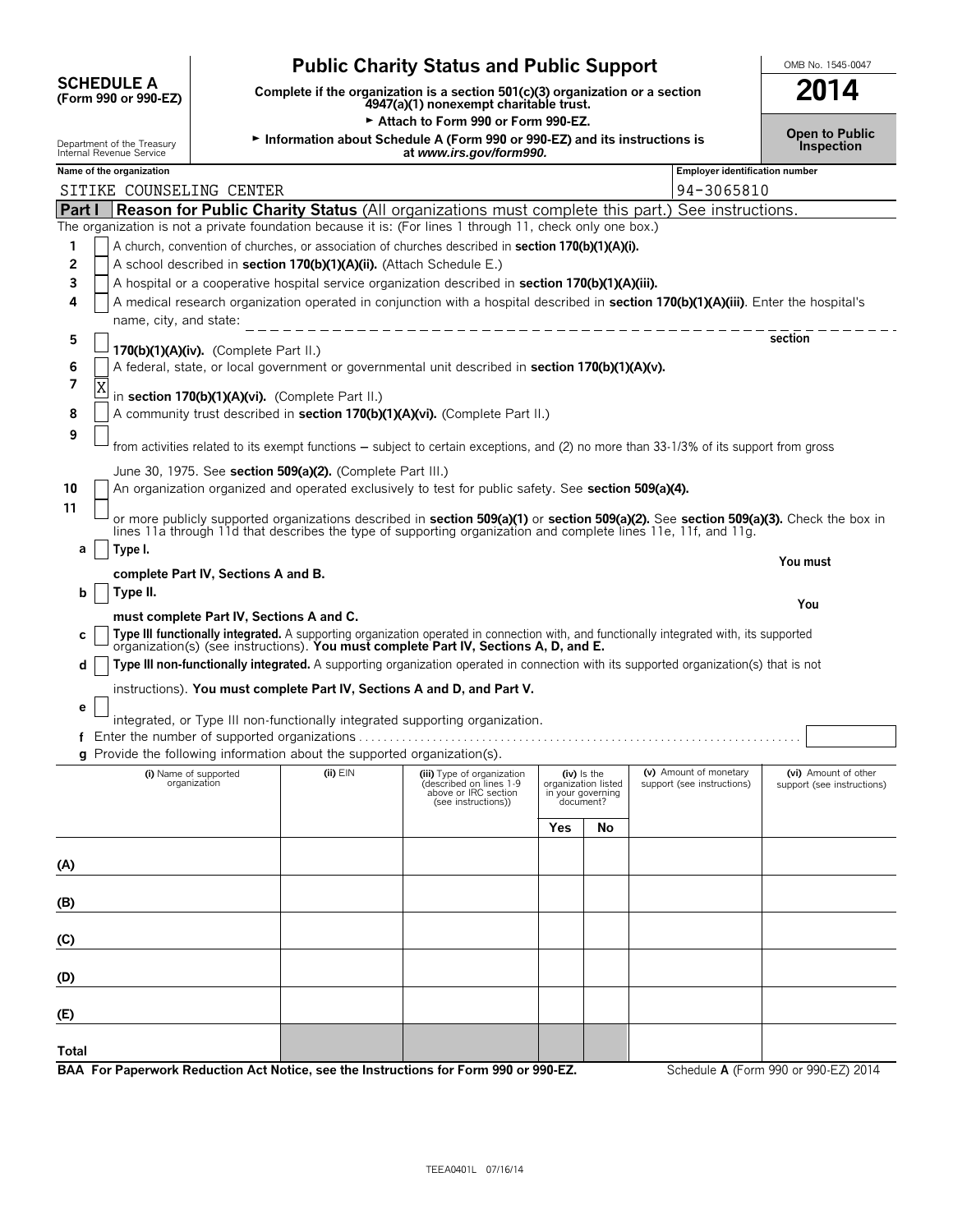**SCHEDULE A**
**(Form 990 or 990-EZ)**

Department of the Treasury
Internal Revenue Service

# Public Charity Status and Public Support

**Complete if the organization is a section 501(c)(3) organization or a section 4947(a)(1) nonexempt charitable trust.**

► **Attach to Form 990 or Form 990-EZ.**

► **Information about Schedule A (Form 990 or 990-EZ) and its instructions is at *www.irs.gov/form990*.**

OMB No. 1545-0047

**2014**

**Open to Public Inspection**

**Name of the organization**: SITIKE COUNSELING CENTER

**Employer identification number**: 94-3065810

## Part I Reason for Public Charity Status (All organizations must complete this part.) See instructions.

The organization is not a private foundation because it is: (For lines 1 through 11, check only one box.)

1 [ ] A church, convention of churches, or association of churches described in **section 170(b)(1)(A)(i).**

2 [ ] A school described in **section 170(b)(1)(A)(ii).** (Attach Schedule E.)

3 [ ] A hospital or a cooperative hospital service organization described in **section 170(b)(1)(A)(iii).**

4 [ ] A medical research organization operated in conjunction with a hospital described in **section 170(b)(1)(A)(iii)**. Enter the hospital's name, city, and state:

5 [ ] section **170(b)(1)(A)(iv).** (Complete Part II.)

6 [ ] A federal, state, or local government or governmental unit described in **section 170(b)(1)(A)(v).**

7 [X] in **section 170(b)(1)(A)(vi).** (Complete Part II.)

8 [ ] A community trust described in **section 170(b)(1)(A)(vi).** (Complete Part II.)

9 [ ] from activities related to its exempt functions – subject to certain exceptions, and (2) no more than 33-1/3% of its support from gross June 30, 1975. See **section 509(a)(2).** (Complete Part III.)

10 [ ] An organization organized and operated exclusively to test for public safety. See **section 509(a)(4).**

11 [ ] or more publicly supported organizations described in **section 509(a)(1)** or **section 509(a)(2).** See **section 509(a)(3).** Check the box in lines 11a through 11d that describes the type of supporting organization and complete lines 11e, 11f, and 11g.

a [ ] **Type I.** **You must complete Part IV, Sections A and B.**

b [ ] **Type II.** **You must complete Part IV, Sections A and C.**

c [ ] **Type III functionally integrated.** A supporting organization operated in connection with, and functionally integrated with, its supported organization(s) (see instructions). **You must complete Part IV, Sections A, D, and E.**

d [ ] **Type III non-functionally integrated.** A supporting organization operated in connection with its supported organization(s) that is not instructions). **You must complete Part IV, Sections A and D, and Part V.**

e [ ] integrated, or Type III non-functionally integrated supporting organization.

f Enter the number of supported organizations . . . . . . . . . . . . . . . . . . . . . . . . . . . . . . . . . . . . . . . . . . . . . . . . . . . . . . . . . . . . . . . . . . . .

g Provide the following information about the supported organization(s).

| (i) Name of supported organization | (ii) EIN | (iii) Type of organization (described on lines 1-9 above or IRC section (see instructions)) | (iv) Is the organization listed in your governing document? Yes | No | (v) Amount of monetary support (see instructions) | (vi) Amount of other support (see instructions) |
|---|---|---|---|---|---|---|
| (A) | | | | | | |
| (B) | | | | | | |
| (C) | | | | | | |
| (D) | | | | | | |
| (E) | | | | | | |
| Total | | | | | | |

**BAA For Paperwork Reduction Act Notice, see the Instructions for Form 990 or 990-EZ.** Schedule **A** (Form 990 or 990-EZ) 2014

TEEA0401L 07/16/14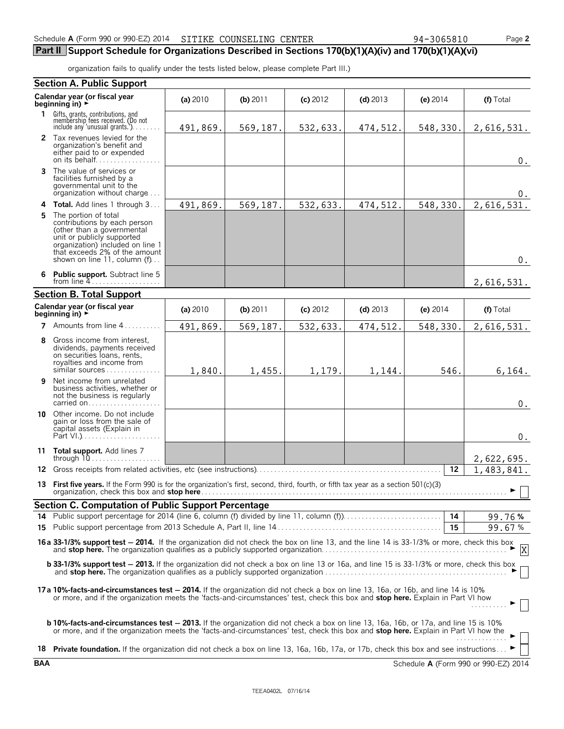Schedule A (Form 990 or 990-EZ) 2014 SITIKE COUNSELING CENTER 94-3065810

## Part II Support Schedule for Organizations Described in Sections 170(b)(1)(A)(iv) and 170(b)(1)(A)(vi)

organization fails to qualify under the tests listed below, please complete Part III.)

### Section A. Public Support

| Calendar year (or fiscal year beginning in) ► | (a) 2010 | (b) 2011 | (c) 2012 | (d) 2013 | (e) 2014 | (f) Total |
|---|---|---|---|---|---|---|
| 1 Gifts, grants, contributions, and membership fees received. (Do not include any 'unusual grants.') | 491,869. | 569,187. | 532,633. | 474,512. | 548,330. | 2,616,531. |
| 2 Tax revenues levied for the organization's benefit and either paid to or expended on its behalf | | | | | | 0. |
| 3 The value of services or facilities furnished by a governmental unit to the organization without charge | | | | | | 0. |
| 4 **Total.** Add lines 1 through 3 | 491,869. | 569,187. | 532,633. | 474,512. | 548,330. | 2,616,531. |
| 5 The portion of total contributions by each person (other than a governmental unit or publicly supported organization) included on line 1 that exceeds 2% of the amount shown on line 11, column (f) | | | | | | 0. |
| 6 **Public support.** Subtract line 5 from line 4 | | | | | | 2,616,531. |

### Section B. Total Support

| Calendar year (or fiscal year beginning in) ► | (a) 2010 | (b) 2011 | (c) 2012 | (d) 2013 | (e) 2014 | (f) Total |
|---|---|---|---|---|---|---|
| 7 Amounts from line 4 | 491,869. | 569,187. | 532,633. | 474,512. | 548,330. | 2,616,531. |
| 8 Gross income from interest, dividends, payments received on securities loans, rents, royalties and income from similar sources | 1,840. | 1,455. | 1,179. | 1,144. | 546. | 6,164. |
| 9 Net income from unrelated business activities, whether or not the business is regularly carried on | | | | | | 0. |
| 10 Other income. Do not include gain or loss from the sale of capital assets (Explain in Part VI.) | | | | | | 0. |
| 11 **Total support.** Add lines 7 through 10 | | | | | | 2,622,695. |

12 Gross receipts from related activities, etc (see instructions) — **12** — 1,483,841.

13 **First five years.** If the Form 990 is for the organization's first, second, third, fourth, or fifth tax year as a section 501(c)(3) organization, check this box and **stop here** ► [ ]

### Section C. Computation of Public Support Percentage

14 Public support percentage for 2014 (line 6, column (f) divided by line 11, column (f)) — **14** — 99.76 %

15 Public support percentage from 2013 Schedule A, Part II, line 14 — **15** — 99.67 %

**16a 33-1/3% support test — 2014.** If the organization did not check the box on line 13, and the line 14 is 33-1/3% or more, check this box and **stop here.** The organization qualifies as a publicly supported organization ► [X]

**b 33-1/3% support test — 2013.** If the organization did not check a box on line 13 or 16a, and line 15 is 33-1/3% or more, check this box and **stop here.** The organization qualifies as a publicly supported organization ► [ ]

**17a 10%-facts-and-circumstances test — 2014.** If the organization did not check a box on line 13, 16a, or 16b, and line 14 is 10% or more, and if the organization meets the 'facts-and-circumstances' test, check this box and **stop here.** Explain in Part VI how ► [ ]

**b 10%-facts-and-circumstances test — 2013.** If the organization did not check a box on line 13, 16a, 16b, or 17a, and line 15 is 10% or more, and if the organization meets the 'facts-and-circumstances' test, check this box and **stop here.** Explain in Part VI how the ► [ ]

18 **Private foundation.** If the organization did not check a box on line 13, 16a, 16b, 17a, or 17b, check this box and see instructions ► [ ]

BAA Schedule A (Form 990 or 990-EZ) 2014

TEEA0402L 07/16/14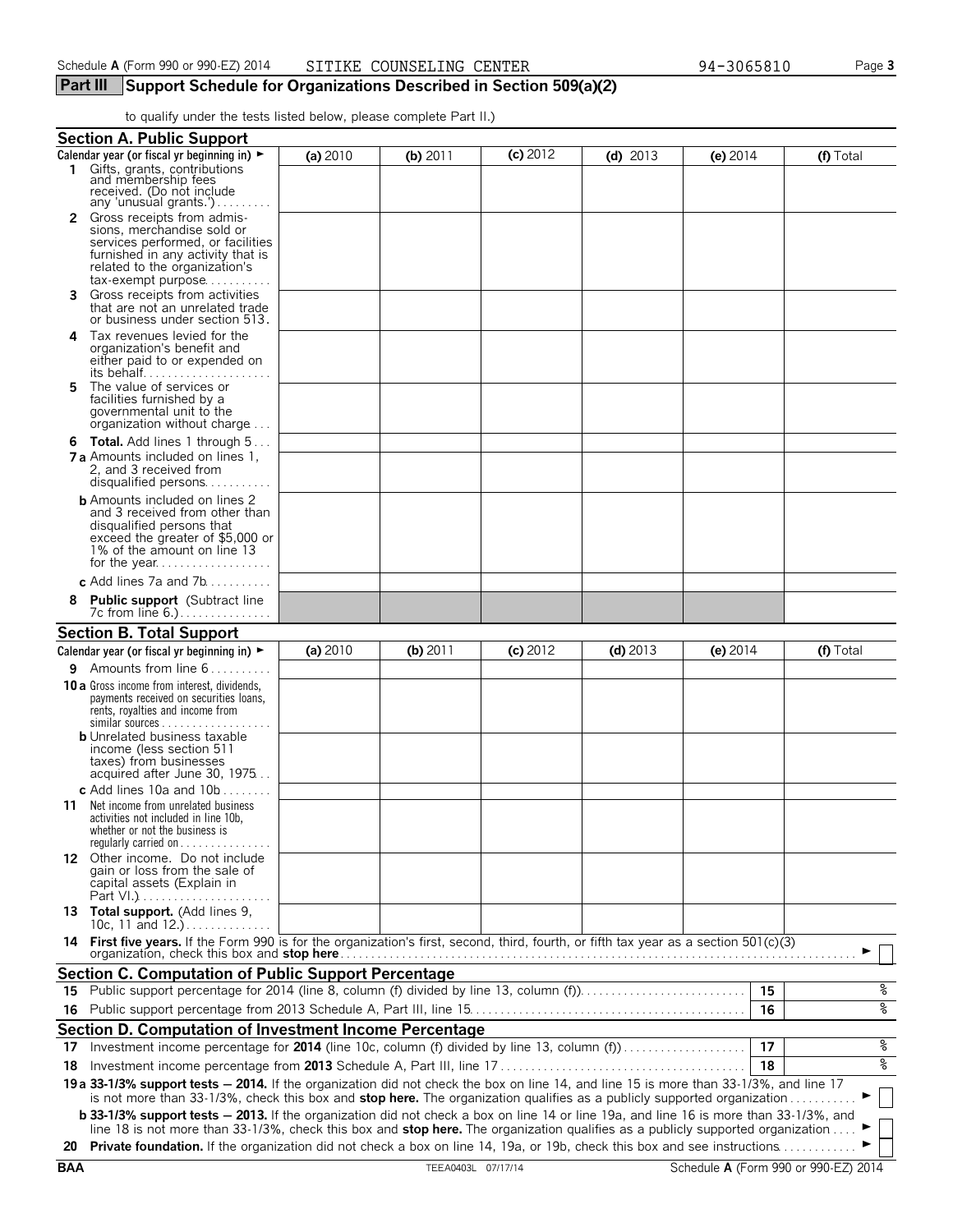Schedule A (Form 990 or 990-EZ) 2014 SITIKE COUNSELING CENTER 94-3065810

## Part III Support Schedule for Organizations Described in Section 509(a)(2)

to qualify under the tests listed below, please complete Part II.)

### Section A. Public Support

| Calendar year (or fiscal yr beginning in) ► | (a) 2010 | (b) 2011 | (c) 2012 | (d) 2013 | (e) 2014 | (f) Total |
|---|---|---|---|---|---|---|
| 1 Gifts, grants, contributions and membership fees received. (Do not include any 'unusual grants.') | | | | | | |
| 2 Gross receipts from admissions, merchandise sold or services performed, or facilities furnished in any activity that is related to the organization's tax-exempt purpose | | | | | | |
| 3 Gross receipts from activities that are not an unrelated trade or business under section 513. | | | | | | |
| 4 Tax revenues levied for the organization's benefit and either paid to or expended on its behalf | | | | | | |
| 5 The value of services or facilities furnished by a governmental unit to the organization without charge | | | | | | |
| 6 **Total.** Add lines 1 through 5 | | | | | | |
| 7a Amounts included on lines 1, 2, and 3 received from disqualified persons | | | | | | |
| b Amounts included on lines 2 and 3 received from other than disqualified persons that exceed the greater of $5,000 or 1% of the amount on line 13 for the year | | | | | | |
| c Add lines 7a and 7b | | | | | | |
| 8 **Public support** (Subtract line 7c from line 6.) | | | | | | |

### Section B. Total Support

| Calendar year (or fiscal yr beginning in) ► | (a) 2010 | (b) 2011 | (c) 2012 | (d) 2013 | (e) 2014 | (f) Total |
|---|---|---|---|---|---|---|
| 9 Amounts from line 6 | | | | | | |
| 10a Gross income from interest, dividends, payments received on securities loans, rents, royalties and income from similar sources | | | | | | |
| b Unrelated business taxable income (less section 511 taxes) from businesses acquired after June 30, 1975 | | | | | | |
| c Add lines 10a and 10b | | | | | | |
| 11 Net income from unrelated business activities not included in line 10b, whether or not the business is regularly carried on | | | | | | |
| 12 Other income. Do not include gain or loss from the sale of capital assets (Explain in Part VI.) | | | | | | |
| 13 **Total support.** (Add lines 9, 10c, 11 and 12.) | | | | | | |

**14 First five years.** If the Form 990 is for the organization's first, second, third, fourth, or fifth tax year as a section 501(c)(3) organization, check this box and **stop here** ► ☐

### Section C. Computation of Public Support Percentage

| | | | |
|---|---|---|---|
| 15 | Public support percentage for 2014 (line 8, column (f) divided by line 13, column (f)) | 15 | % |
| 16 | Public support percentage from 2013 Schedule A, Part III, line 15 | 16 | % |

### Section D. Computation of Investment Income Percentage

| | | | |
|---|---|---|---|
| 17 | Investment income percentage for **2014** (line 10c, column (f) divided by line 13, column (f)) | 17 | % |
| 18 | Investment income percentage from **2013** Schedule A, Part III, line 17 | 18 | % |

**19a 33-1/3% support tests — 2014.** If the organization did not check the box on line 14, and line 15 is more than 33-1/3%, and line 17 is not more than 33-1/3%, check this box and **stop here.** The organization qualifies as a publicly supported organization ► ☐

**b 33-1/3% support tests — 2013.** If the organization did not check a box on line 14 or line 19a, and line 16 is more than 33-1/3%, and line 18 is not more than 33-1/3%, check this box and **stop here.** The organization qualifies as a publicly supported organization ► ☐

**20 Private foundation.** If the organization did not check a box on line 14, 19a, or 19b, check this box and see instructions ► ☐

BAA TEEA0403L 07/17/14 Schedule A (Form 990 or 990-EZ) 2014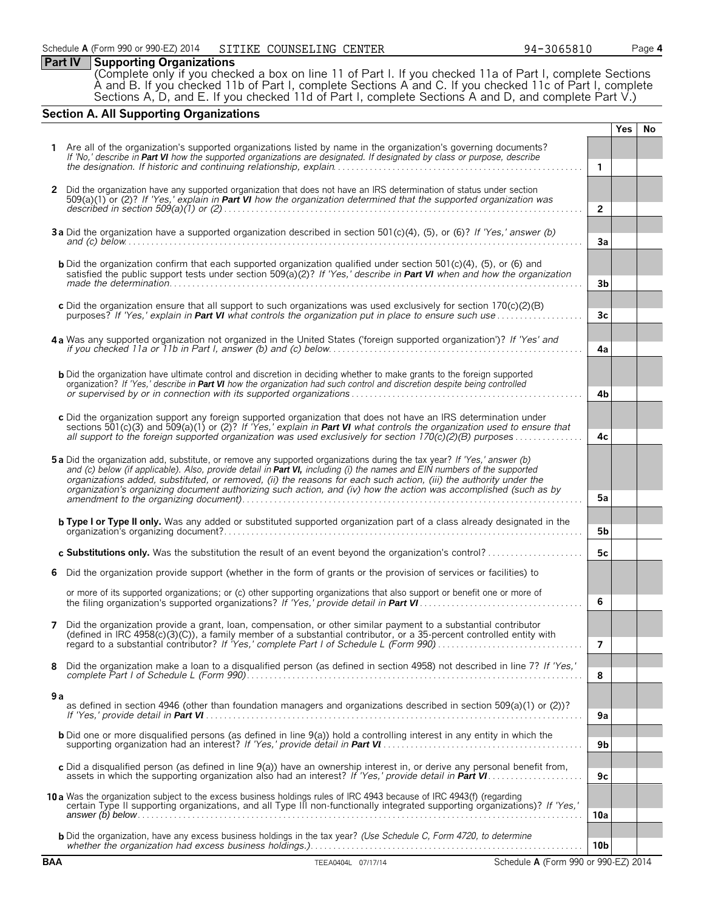## Part IV Supporting Organizations

(Complete only if you checked a box on line 11 of Part I. If you checked 11a of Part I, complete Sections A and B. If you checked 11b of Part I, complete Sections A and C. If you checked 11c of Part I, complete Sections A, D, and E. If you checked 11d of Part I, complete Sections A and D, and complete Part V.)

### Section A. All Supporting Organizations

| | | | Yes | No |
|---|---|---|---|---|
| **1** | Are all of the organization's supported organizations listed by name in the organization's governing documents? *If 'No,' describe in **Part VI** how the supported organizations are designated. If designated by class or purpose, describe the designation. If historic and continuing relationship, explain.* | 1 | | |
| **2** | Did the organization have any supported organization that does not have an IRS determination of status under section 509(a)(1) or (2)? *If 'Yes,' explain in **Part VI** how the organization determined that the supported organization was described in section 509(a)(1) or (2)* | 2 | | |
| **3a** | Did the organization have a supported organization described in section 501(c)(4), (5), or (6)? *If 'Yes,' answer (b) and (c) below.* | 3a | | |
| **b** | Did the organization confirm that each supported organization qualified under section 501(c)(4), (5), or (6) and satisfied the public support tests under section 509(a)(2)? *If 'Yes,' describe in **Part VI** when and how the organization made the determination.* | 3b | | |
| **c** | Did the organization ensure that all support to such organizations was used exclusively for section 170(c)(2)(B) purposes? *If 'Yes,' explain in **Part VI** what controls the organization put in place to ensure such use* | 3c | | |
| **4a** | Was any supported organization not organized in the United States ('foreign supported organization')? *If 'Yes' and if you checked 11a or 11b in Part I, answer (b) and (c) below.* | 4a | | |
| **b** | Did the organization have ultimate control and discretion in deciding whether to make grants to the foreign supported organization? *If 'Yes,' describe in **Part VI** how the organization had such control and discretion despite being controlled or supervised by or in connection with its supported organizations* | 4b | | |
| **c** | Did the organization support any foreign supported organization that does not have an IRS determination under sections 501(c)(3) and 509(a)(1) or (2)? *If 'Yes,' explain in **Part VI** what controls the organization used to ensure that all support to the foreign supported organization was used exclusively for section 170(c)(2)(B) purposes* | 4c | | |
| **5a** | Did the organization add, substitute, or remove any supported organizations during the tax year? *If 'Yes,' answer (b) and (c) below (if applicable). Also, provide detail in **Part VI**, including (i) the names and EIN numbers of the supported organizations added, substituted, or removed, (ii) the reasons for each such action, (iii) the authority under the organization's organizing document authorizing such action, and (iv) how the action was accomplished (such as by amendment to the organizing document)* | 5a | | |
| **b** | **Type I or Type II only.** Was any added or substituted supported organization part of a class already designated in the organization's organizing document? | 5b | | |
| **c** | **Substitutions only.** Was the substitution the result of an event beyond the organization's control? | 5c | | |
| **6** | Did the organization provide support (whether in the form of grants or the provision of services or facilities) to or more of its supported organizations; or (c) other supporting organizations that also support or benefit one or more of the filing organization's supported organizations? *If 'Yes,' provide detail in **Part VI*** | 6 | | |
| **7** | Did the organization provide a grant, loan, compensation, or other similar payment to a substantial contributor (defined in IRC 4958(c)(3)(C)), a family member of a substantial contributor, or a 35-percent controlled entity with regard to a substantial contributor? *If 'Yes,' complete Part I of Schedule L (Form 990)* | 7 | | |
| **8** | Did the organization make a loan to a disqualified person (as defined in section 4958) not described in line 7? *If 'Yes,' complete Part I of Schedule L (Form 990).* | 8 | | |
| **9a** | as defined in section 4946 (other than foundation managers and organizations described in section 509(a)(1) or (2))? *If 'Yes,' provide detail in **Part VI*** | 9a | | |
| **b** | Did one or more disqualified persons (as defined in line 9(a)) hold a controlling interest in any entity in which the supporting organization had an interest? *If 'Yes,' provide detail in **Part VI*** | 9b | | |
| **c** | Did a disqualified person (as defined in line 9(a)) have an ownership interest in, or derive any personal benefit from, assets in which the supporting organization also had an interest? *If 'Yes,' provide detail in **Part VI*** | 9c | | |
| **10a** | Was the organization subject to the excess business holdings rules of IRC 4943 because of IRC 4943(f) (regarding certain Type II supporting organizations, and all Type III non-functionally integrated supporting organizations)? *If 'Yes,' answer (b) below.* | 10a | | |
| **b** | Did the organization, have any excess business holdings in the tax year? *(Use Schedule C, Form 4720, to determine whether the organization had excess business holdings.)* | 10b | | |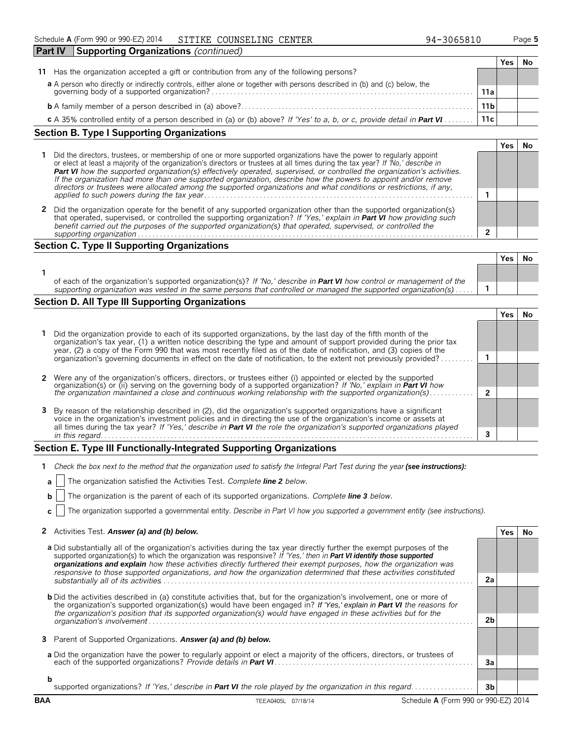Schedule A (Form 990 or 990-EZ) 2014 SITIKE COUNSELING CENTER 94-3065810

## Part IV Supporting Organizations *(continued)*

| | | | Yes | No |
|---|---|---|---|---|
| **11** | Has the organization accepted a gift or contribution from any of the following persons? | | | |
| | **a** A person who directly or indirectly controls, either alone or together with persons described in (b) and (c) below, the governing body of a supported organization? | 11a | | |
| | **b** A family member of a person described in (a) above? | 11b | | |
| | **c** A 35% controlled entity of a person described in (a) or (b) above? *If 'Yes' to a, b, or c, provide detail in* ***Part VI*** | 11c | | |

### Section B. Type I Supporting Organizations

| | | | Yes | No |
|---|---|---|---|---|
| **1** | Did the directors, trustees, or membership of one or more supported organizations have the power to regularly appoint or elect at least a majority of the organization's directors or trustees at all times during the tax year? *If 'No,' describe in* ***Part VI*** *how the supported organization(s) effectively operated, supervised, or controlled the organization's activities. If the organization had more than one supported organization, describe how the powers to appoint and/or remove directors or trustees were allocated among the supported organizations and what conditions or restrictions, if any, applied to such powers during the tax year* | 1 | | |
| **2** | Did the organization operate for the benefit of any supported organization other than the supported organization(s) that operated, supervised, or controlled the supporting organization? *If 'Yes,' explain in* ***Part VI*** *how providing such benefit carried out the purposes of the supported organization(s) that operated, supervised, or controlled the supporting organization* | 2 | | |

### Section C. Type II Supporting Organizations

| | | | Yes | No |
|---|---|---|---|---|
| **1** | of each of the organization's supported organization(s)? *If 'No,' describe in* ***Part VI*** *how control or management of the supporting organization was vested in the same persons that controlled or managed the supported organization(s)* | 1 | | |

### Section D. All Type III Supporting Organizations

| | | | Yes | No |
|---|---|---|---|---|
| **1** | Did the organization provide to each of its supported organizations, by the last day of the fifth month of the organization's tax year, (1) a written notice describing the type and amount of support provided during the prior tax year, (2) a copy of the Form 990 that was most recently filed as of the date of notification, and (3) copies of the organization's governing documents in effect on the date of notification, to the extent not previously provided? | 1 | | |
| **2** | Were any of the organization's officers, directors, or trustees either (i) appointed or elected by the supported organization(s) or (ii) serving on the governing body of a supported organization? *If 'No,' explain in* ***Part VI*** *how the organization maintained a close and continuous working relationship with the supported organization(s)* | 2 | | |
| **3** | By reason of the relationship described in (2), did the organization's supported organizations have a significant voice in the organization's investment policies and in directing the use of the organization's income or assets at all times during the tax year? *If 'Yes,' describe in* ***Part VI*** *the role the organization's supported organizations played in this regard* | 3 | | |

### Section E. Type III Functionally-Integrated Supporting Organizations

**1** *Check the box next to the method that the organization used to satisfy the Integral Part Test during the year* ***(see instructions):***

- **a** ☐ The organization satisfied the Activities Test. *Complete* ***line 2*** *below.*
- **b** ☐ The organization is the parent of each of its supported organizations. *Complete* ***line 3*** *below.*
- **c** ☐ The organization supported a governmental entity. *Describe in Part VI how you supported a government entity (see instructions).*

| | | | Yes | No |
|---|---|---|---|---|
| **2** | Activities Test. ***Answer (a) and (b) below.*** | | | |
| | **a** Did substantially all of the organization's activities during the tax year directly further the exempt purposes of the supported organization(s) to which the organization was responsive? *If 'Yes,' then in* ***Part VI identify those supported organizations and explain*** *how these activities directly furthered their exempt purposes, how the organization was responsive to those supported organizations, and how the organization determined that these activities constituted substantially all of its activities.* | 2a | | |
| | **b** Did the activities described in (a) constitute activities that, but for the organization's involvement, one or more of the organization's supported organization(s) would have been engaged in? ***If 'Yes,' explain in Part VI*** *the reasons for the organization's position that its supported organization(s) would have engaged in these activities but for the organization's involvement* | 2b | | |
| **3** | Parent of Supported Organizations. ***Answer (a) and (b) below.*** | | | |
| | **a** Did the organization have the power to regularly appoint or elect a majority of the officers, directors, or trustees of each of the supported organizations? *Provide details in* ***Part VI*** | 3a | | |
| | **b** supported organizations? *If 'Yes,' describe in* ***Part VI*** *the role played by the organization in this regard* | 3b | | |

BAA TEEA0405L 07/18/14 Schedule A (Form 990 or 990-EZ) 2014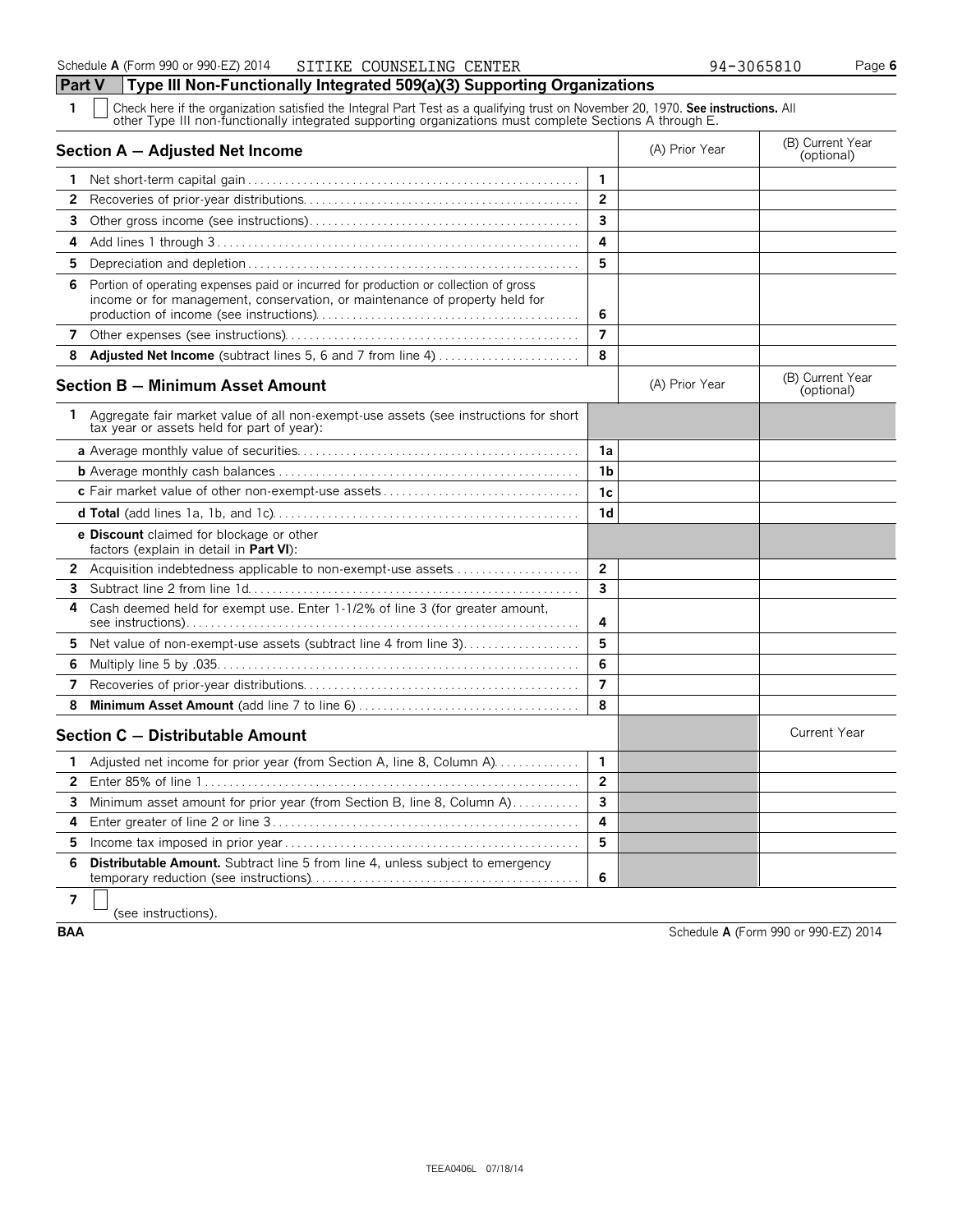## Part V Type III Non-Functionally Integrated 509(a)(3) Supporting Organizations

**1** ☐ Check here if the organization satisfied the Integral Part Test as a qualifying trust on November 20, 1970. **See instructions.** All other Type III non-functionally integrated supporting organizations must complete Sections A through E.

| **Section A — Adjusted Net Income** | | (A) Prior Year | (B) Current Year (optional) |
|---|---|---|---|
| **1** Net short-term capital gain | 1 | | |
| **2** Recoveries of prior-year distributions | 2 | | |
| **3** Other gross income (see instructions) | 3 | | |
| **4** Add lines 1 through 3 | 4 | | |
| **5** Depreciation and depletion | 5 | | |
| **6** Portion of operating expenses paid or incurred for production or collection of gross income or for management, conservation, or maintenance of property held for production of income (see instructions) | 6 | | |
| **7** Other expenses (see instructions) | 7 | | |
| **8** **Adjusted Net Income** (subtract lines 5, 6 and 7 from line 4) | 8 | | |

| **Section B — Minimum Asset Amount** | | (A) Prior Year | (B) Current Year (optional) |
|---|---|---|---|
| **1** Aggregate fair market value of all non-exempt-use assets (see instructions for short tax year or assets held for part of year): | | | |
| **a** Average monthly value of securities | 1a | | |
| **b** Average monthly cash balances | 1b | | |
| **c** Fair market value of other non-exempt-use assets | 1c | | |
| **d Total** (add lines 1a, 1b, and 1c) | 1d | | |
| **e Discount** claimed for blockage or other factors (explain in detail in **Part VI**): | | | |
| **2** Acquisition indebtedness applicable to non-exempt-use assets | 2 | | |
| **3** Subtract line 2 from line 1d | 3 | | |
| **4** Cash deemed held for exempt use. Enter 1-1/2% of line 3 (for greater amount, see instructions) | 4 | | |
| **5** Net value of non-exempt-use assets (subtract line 4 from line 3) | 5 | | |
| **6** Multiply line 5 by .035 | 6 | | |
| **7** Recoveries of prior-year distributions | 7 | | |
| **8** **Minimum Asset Amount** (add line 7 to line 6) | 8 | | |

| **Section C — Distributable Amount** | | | Current Year |
|---|---|---|---|
| **1** Adjusted net income for prior year (from Section A, line 8, Column A) | 1 | | |
| **2** Enter 85% of line 1 | 2 | | |
| **3** Minimum asset amount for prior year (from Section B, line 8, Column A) | 3 | | |
| **4** Enter greater of line 2 or line 3 | 4 | | |
| **5** Income tax imposed in prior year | 5 | | |
| **6** **Distributable Amount.** Subtract line 5 from line 4, unless subject to emergency temporary reduction (see instructions) | 6 | | |

**7** ☐ (see instructions).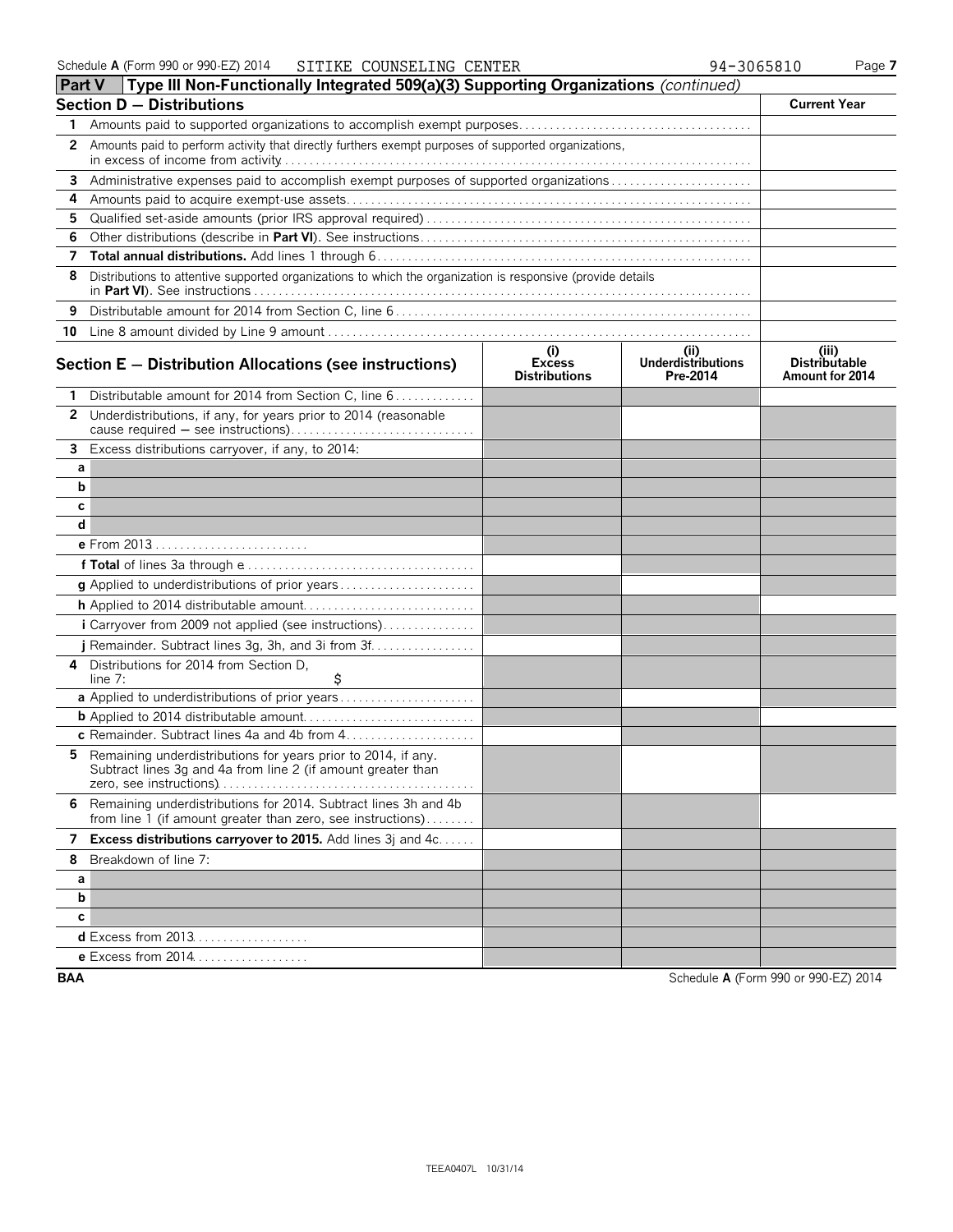Schedule A (Form 990 or 990-EZ) 2014 SITIKE COUNSELING CENTER 94-3065810

## Part V Type III Non-Functionally Integrated 509(a)(3) Supporting Organizations *(continued)*

### Section D — Distributions

| | | Current Year |
|---|---|---|
| 1 | Amounts paid to supported organizations to accomplish exempt purposes | |
| 2 | Amounts paid to perform activity that directly furthers exempt purposes of supported organizations, in excess of income from activity | |
| 3 | Administrative expenses paid to accomplish exempt purposes of supported organizations | |
| 4 | Amounts paid to acquire exempt-use assets | |
| 5 | Qualified set-aside amounts (prior IRS approval required) | |
| 6 | Other distributions (describe in **Part VI**). See instructions | |
| 7 | **Total annual distributions.** Add lines 1 through 6 | |
| 8 | Distributions to attentive supported organizations to which the organization is responsive (provide details in **Part VI**). See instructions | |
| 9 | Distributable amount for 2014 from Section C, line 6 | |
| 10 | Line 8 amount divided by Line 9 amount | |

### Section E — Distribution Allocations (see instructions)

| | | (i) Excess Distributions | (ii) Underdistributions Pre-2014 | (iii) Distributable Amount for 2014 |
|---|---|---|---|---|
| 1 | Distributable amount for 2014 from Section C, line 6 | | | |
| 2 | Underdistributions, if any, for years prior to 2014 (reasonable cause required — see instructions) | | | |
| 3 | Excess distributions carryover, if any, to 2014: | | | |
| a | | | | |
| b | | | | |
| c | | | | |
| d | | | | |
| | **e** From 2013 | | | |
| | **f Total** of lines 3a through e | | | |
| | **g** Applied to underdistributions of prior years | | | |
| | **h** Applied to 2014 distributable amount | | | |
| | **i** Carryover from 2009 not applied (see instructions) | | | |
| | **j** Remainder. Subtract lines 3g, 3h, and 3i from 3f | | | |
| 4 | Distributions for 2014 from Section D, line 7: $ | | | |
| | **a** Applied to underdistributions of prior years | | | |
| | **b** Applied to 2014 distributable amount | | | |
| | **c** Remainder. Subtract lines 4a and 4b from 4 | | | |
| 5 | Remaining underdistributions for years prior to 2014, if any. Subtract lines 3g and 4a from line 2 (if amount greater than zero, see instructions) | | | |
| 6 | Remaining underdistributions for 2014. Subtract lines 3h and 4b from line 1 (if amount greater than zero, see instructions) | | | |
| 7 | **Excess distributions carryover to 2015.** Add lines 3j and 4c | | | |
| 8 | Breakdown of line 7: | | | |
| a | | | | |
| b | | | | |
| c | | | | |
| | **d** Excess from 2013 | | | |
| | **e** Excess from 2014 | | | |

BAA Schedule A (Form 990 or 990-EZ) 2014

TEEA0407L 10/31/14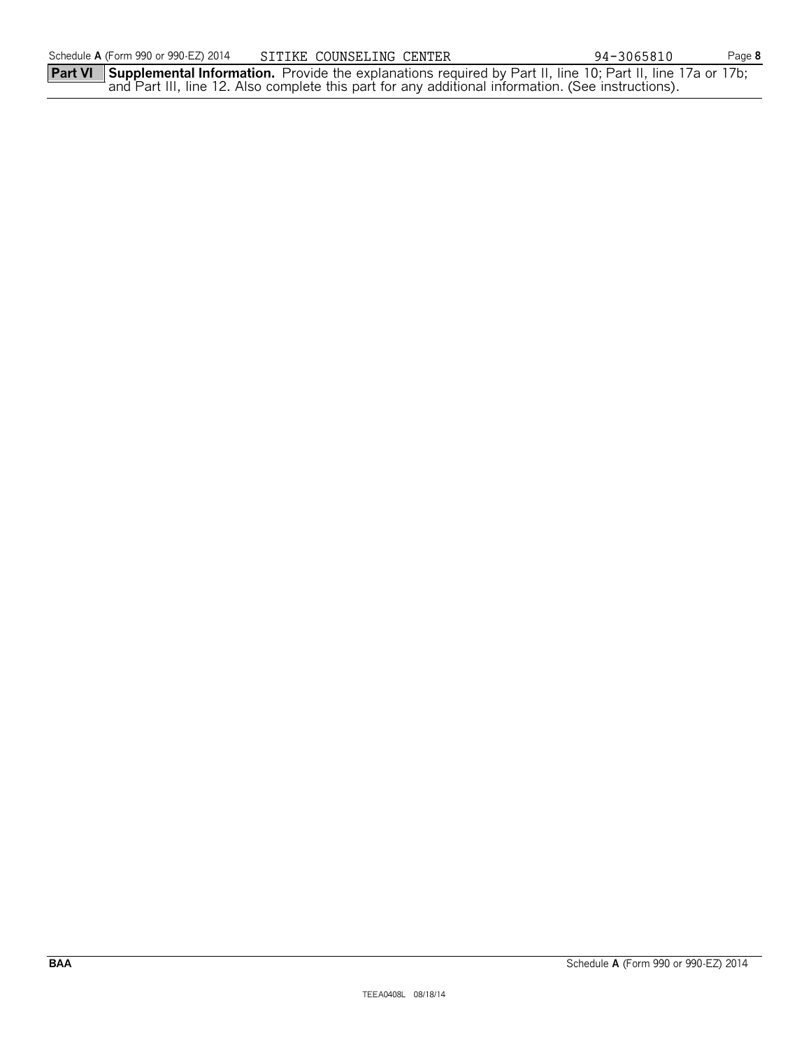Schedule **A** (Form 990 or 990-EZ) 2014 SITIKE COUNSELING CENTER 94-3065810

**Part VI** **Supplemental Information.** Provide the explanations required by Part II, line 10; Part II, line 17a or 17b; and Part III, line 12. Also complete this part for any additional information. (See instructions).

BAA Schedule **A** (Form 990 or 990-EZ) 2014

TEEA0408L 08/18/14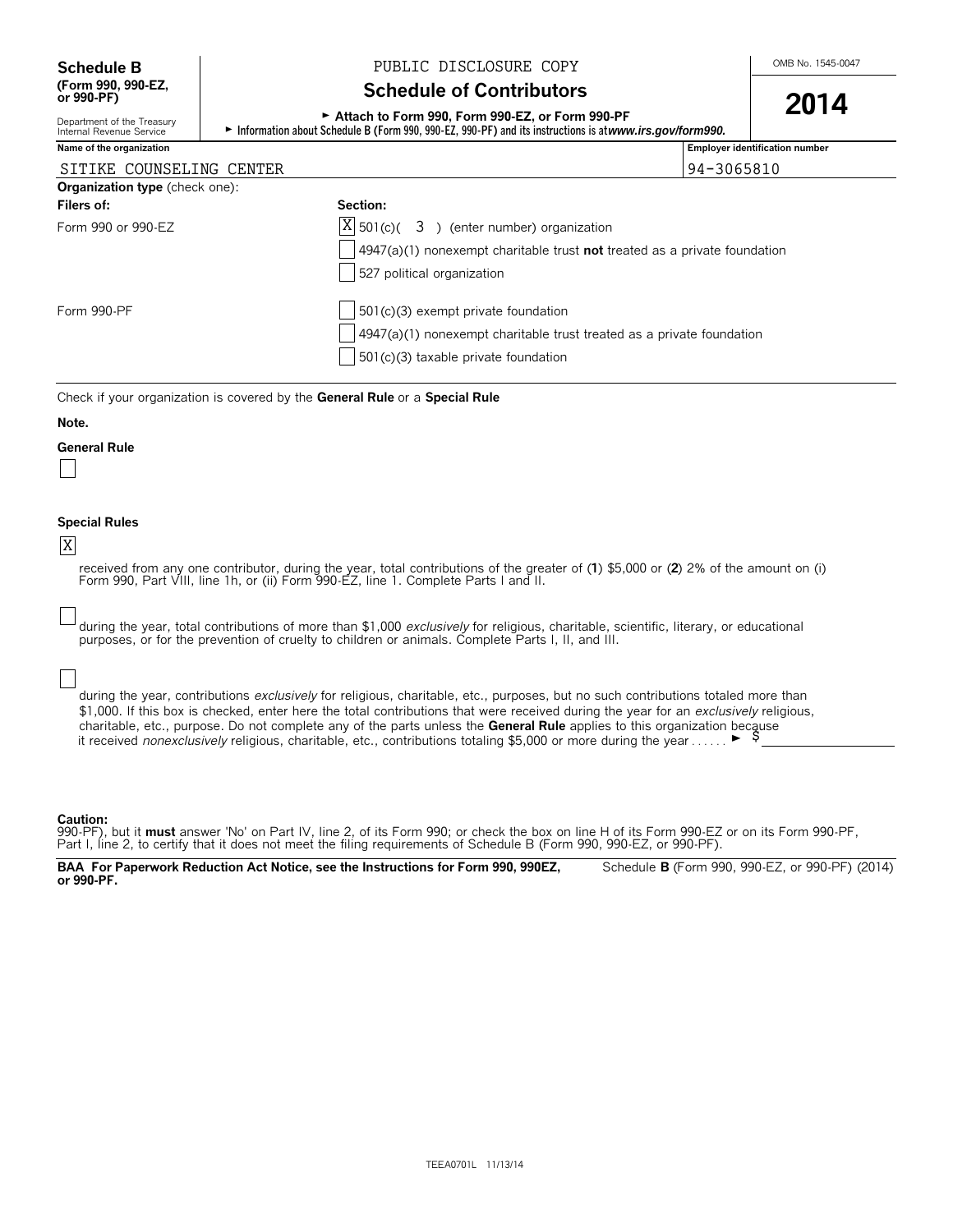**Schedule B (Form 990, 990-EZ, or 990-PF)**

Department of the Treasury
Internal Revenue Service

PUBLIC DISCLOSURE COPY

# Schedule of Contributors

► Attach to Form 990, Form 990-EZ, or Form 990-PF
► Information about Schedule B (Form 990, 990-EZ, 990-PF) and its instructions is at *www.irs.gov/form990.*

OMB No. 1545-0047

**2014**

| Name of the organization | Employer identification number |
|---|---|
| SITIKE COUNSELING CENTER | 94-3065810 |

**Organization type** (check one):

| Filers of: | Section: |
|---|---|
| Form 990 or 990-EZ | [X] 501(c)( 3 ) (enter number) organization |
| | [ ] 4947(a)(1) nonexempt charitable trust **not** treated as a private foundation |
| | [ ] 527 political organization |
| Form 990-PF | [ ] 501(c)(3) exempt private foundation |
| | [ ] 4947(a)(1) nonexempt charitable trust treated as a private foundation |
| | [ ] 501(c)(3) taxable private foundation |

Check if your organization is covered by the **General Rule** or a **Special Rule**

**Note.**

**General Rule**

[ ]

**Special Rules**

[X] received from any one contributor, during the year, total contributions of the greater of (**1**) $5,000 or (**2**) 2% of the amount on (i) Form 990, Part VIII, line 1h, or (ii) Form 990-EZ, line 1. Complete Parts I and II.

[ ] during the year, total contributions of more than $1,000 *exclusively* for religious, charitable, scientific, literary, or educational purposes, or for the prevention of cruelty to children or animals. Complete Parts I, II, and III.

[ ] during the year, contributions *exclusively* for religious, charitable, etc., purposes, but no such contributions totaled more than $1,000. If this box is checked, enter here the total contributions that were received during the year for an *exclusively* religious, charitable, etc., purpose. Do not complete any of the parts unless the **General Rule** applies to this organization because it received *nonexclusively* religious, charitable, etc., contributions totaling $5,000 or more during the year . . . . . . ► $

**Caution:**
990-PF), but it **must** answer 'No' on Part IV, line 2, of its Form 990; or check the box on line H of its Form 990-EZ or on its Form 990-PF, Part I, line 2, to certify that it does not meet the filing requirements of Schedule B (Form 990, 990-EZ, or 990-PF).

**BAA For Paperwork Reduction Act Notice, see the Instructions for Form 990, 990EZ, or 990-PF.** Schedule **B** (Form 990, 990-EZ, or 990-PF) (2014)

TEEA0701L 11/13/14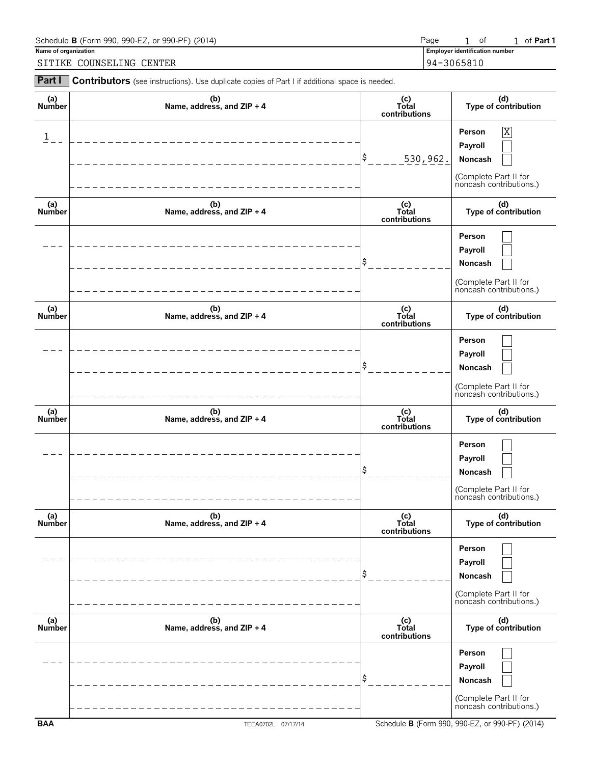Schedule **B** (Form 990, 990-EZ, or 990-PF) (2014)

Page 1 of 1 of **Part 1**

**Name of organization**

SITIKE COUNSELING CENTER

**Employer identification number**

94-3065810

**Part I** **Contributors** (see instructions). Use duplicate copies of Part I if additional space is needed.

| (a) Number | (b) Name, address, and ZIP + 4 | (c) Total contributions | (d) Type of contribution |
|---|---|---|---|
| 1 | | $ 530,962. | Person [X] Payroll [ ] Noncash [ ] (Complete Part II for noncash contributions.) |
| | | $ | Person [ ] Payroll [ ] Noncash [ ] (Complete Part II for noncash contributions.) |
| | | $ | Person [ ] Payroll [ ] Noncash [ ] (Complete Part II for noncash contributions.) |
| | | $ | Person [ ] Payroll [ ] Noncash [ ] (Complete Part II for noncash contributions.) |
| | | $ | Person [ ] Payroll [ ] Noncash [ ] (Complete Part II for noncash contributions.) |
| | | $ | Person [ ] Payroll [ ] Noncash [ ] (Complete Part II for noncash contributions.) |

BAA TEEA0702L 07/17/14 Schedule **B** (Form 990, 990-EZ, or 990-PF) (2014)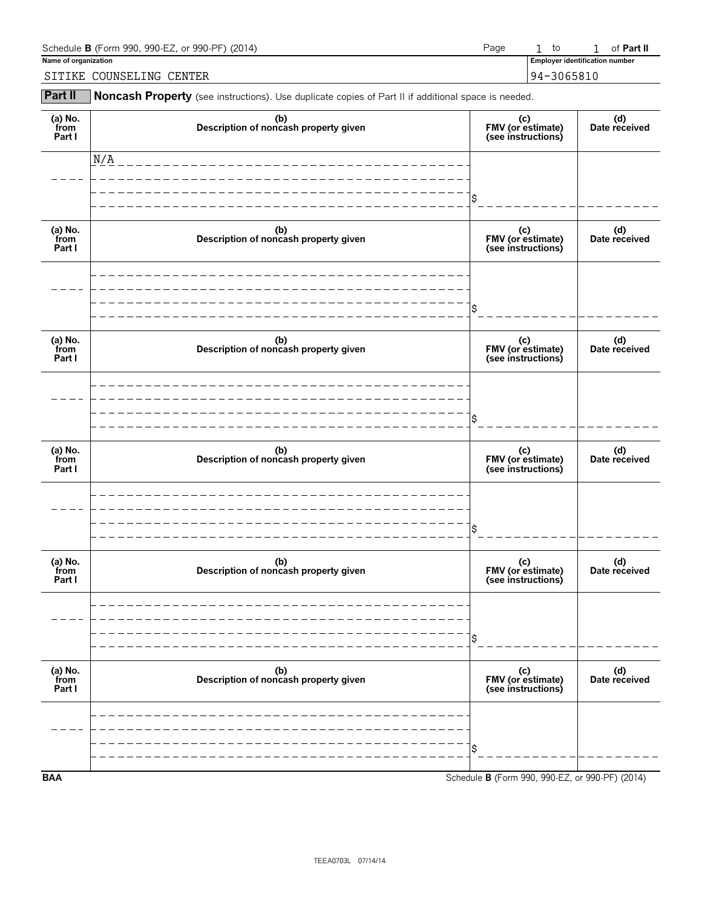Schedule **B** (Form 990, 990-EZ, or 990-PF) (2014) Page 1 to 1 of **Part II**

**Name of organization**: SITIKE COUNSELING CENTER

**Employer identification number**: 94-3065810

## Part II Noncash Property

(see instructions). Use duplicate copies of Part II if additional space is needed.

| (a) No. from Part I | (b) Description of noncash property given | (c) FMV (or estimate) (see instructions) | (d) Date received |
|---|---|---|---|
| | N/A | $ | |
| | | $ | |
| | | $ | |
| | | $ | |
| | | $ | |
| | | $ | |

BAA Schedule **B** (Form 990, 990-EZ, or 990-PF) (2014)

TEEA0703L 07/14/14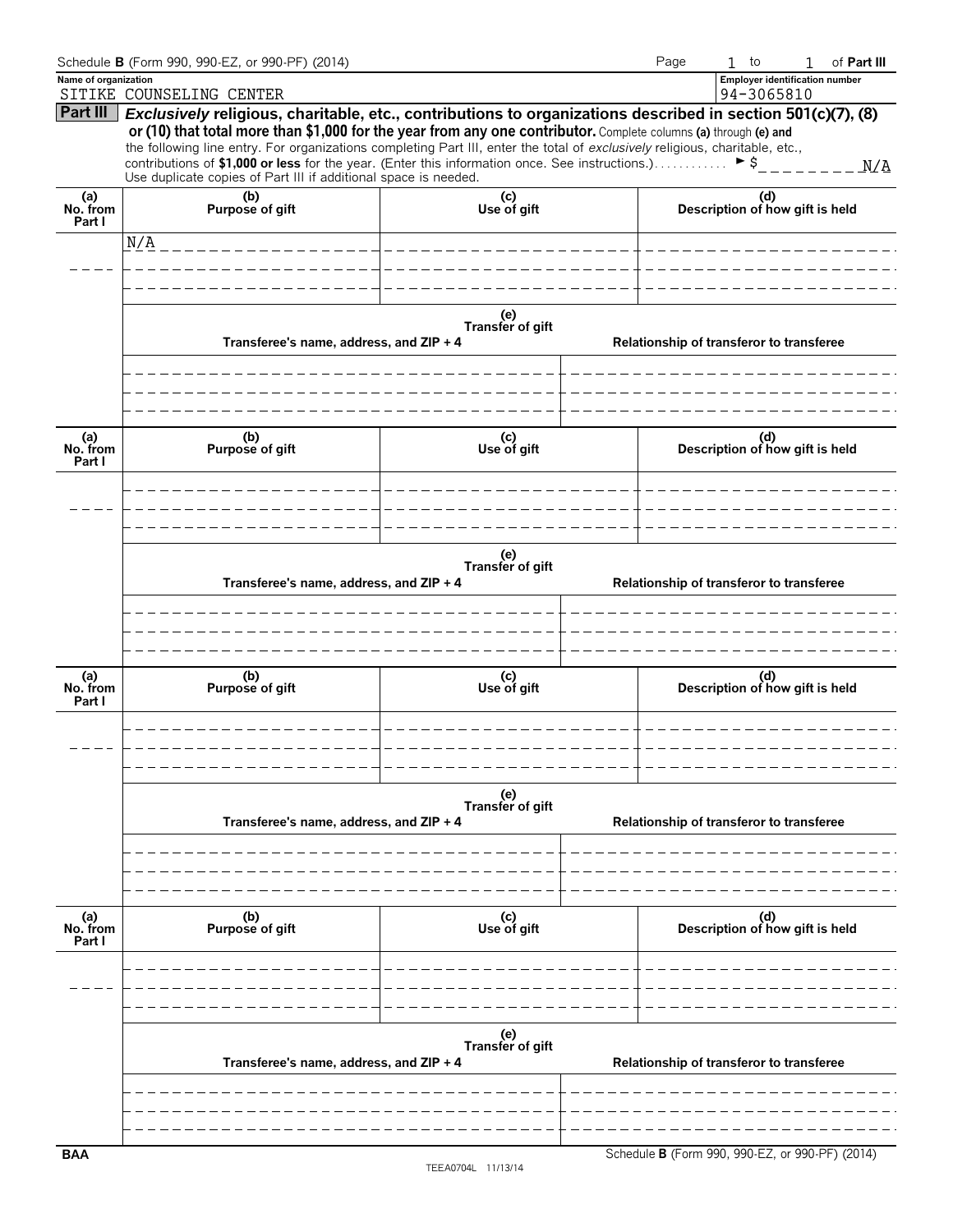Schedule **B** (Form 990, 990-EZ, or 990-PF) (2014) Page 1 to 1 of **Part III**

**Name of organization**
SITIKE COUNSELING CENTER

**Employer identification number**
94-3065810

## Part III *Exclusively* religious, charitable, etc., contributions to organizations described in section 501(c)(7), (8) or (10) that total more than $1,000 for the year from any one contributor.

Complete columns **(a)** through **(e)** and the following line entry. For organizations completing Part III, enter the total of *exclusively* religious, charitable, etc., contributions of **$1,000 or less** for the year. (Enter this information once. See instructions.) ► $ N/A

Use duplicate copies of Part III if additional space is needed.

| (a) No. from Part I | (b) Purpose of gift | (c) Use of gift | (d) Description of how gift is held |
|---|---|---|---|
| | N/A | | |

| (e) Transfer of gift | |
|---|---|
| **Transferee's name, address, and ZIP + 4** | **Relationship of transferor to transferee** |
| | |

| (a) No. from Part I | (b) Purpose of gift | (c) Use of gift | (d) Description of how gift is held |
|---|---|---|---|
| | | | |

| (e) Transfer of gift | |
|---|---|
| **Transferee's name, address, and ZIP + 4** | **Relationship of transferor to transferee** |
| | |

| (a) No. from Part I | (b) Purpose of gift | (c) Use of gift | (d) Description of how gift is held |
|---|---|---|---|
| | | | |

| (e) Transfer of gift | |
|---|---|
| **Transferee's name, address, and ZIP + 4** | **Relationship of transferor to transferee** |
| | |

| (a) No. from Part I | (b) Purpose of gift | (c) Use of gift | (d) Description of how gift is held |
|---|---|---|---|
| | | | |

| (e) Transfer of gift | |
|---|---|
| **Transferee's name, address, and ZIP + 4** | **Relationship of transferor to transferee** |
| | |

BAA TEEA0704L 11/13/14 Schedule **B** (Form 990, 990-EZ, or 990-PF) (2014)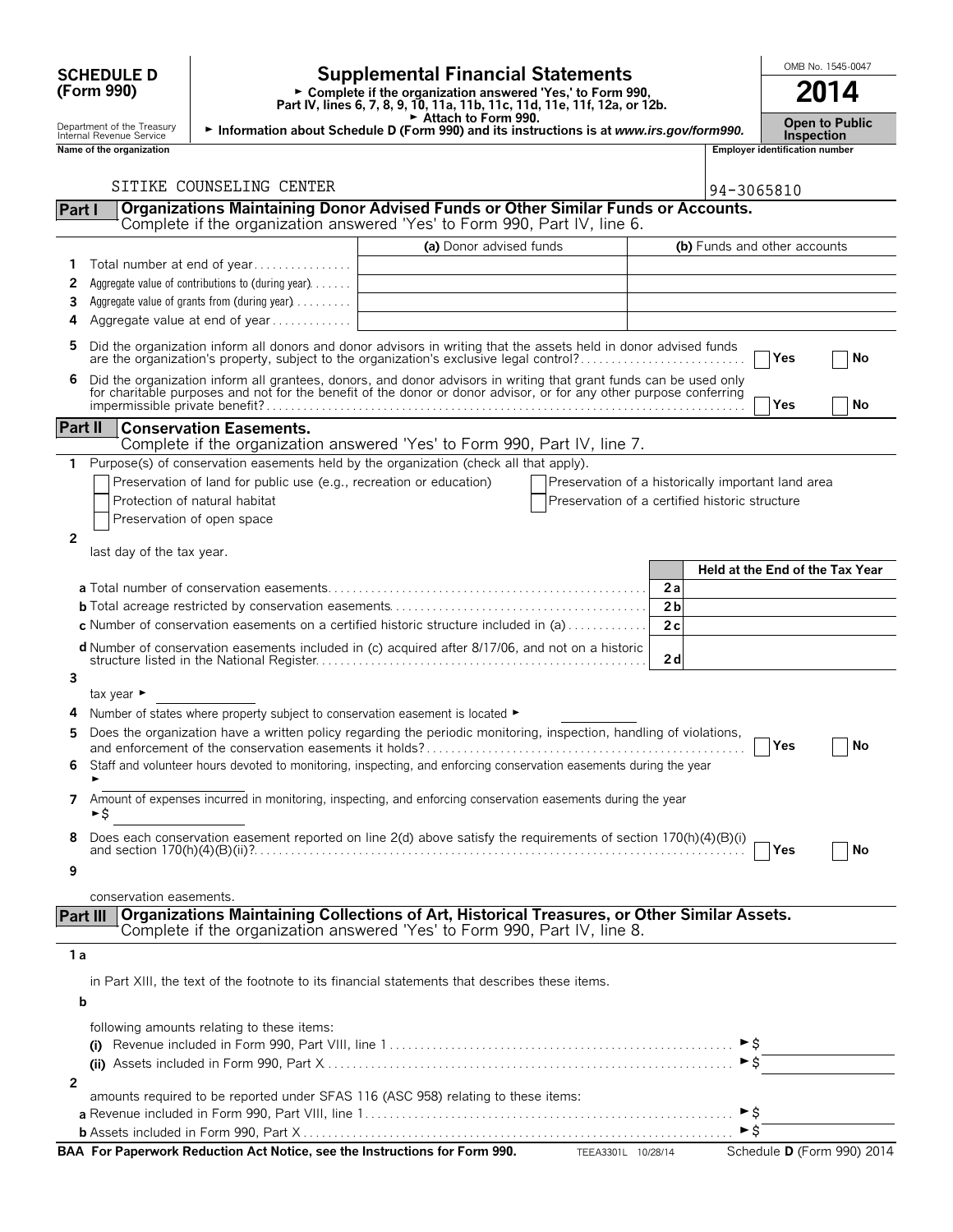**SCHEDULE D (Form 990)**

Department of the Treasury
Internal Revenue Service

# Supplemental Financial Statements

► Complete if the organization answered 'Yes,' to Form 990, Part IV, lines 6, 7, 8, 9, 10, 11a, 11b, 11c, 11d, 11e, 11f, 12a, or 12b.
► Attach to Form 990.
► Information about Schedule D (Form 990) and its instructions is at *www.irs.gov/form990.*

OMB No. 1545-0047

**2014**

**Open to Public Inspection**

**Name of the organization:** SITIKE COUNSELING CENTER

**Employer identification number:** 94-3065810

## Part I Organizations Maintaining Donor Advised Funds or Other Similar Funds or Accounts.

Complete if the organization answered 'Yes' to Form 990, Part IV, line 6.

| | | (a) Donor advised funds | (b) Funds and other accounts |
|---|---|---|---|
| 1 | Total number at end of year | | |
| 2 | Aggregate value of contributions to (during year) | | |
| 3 | Aggregate value of grants from (during year) | | |
| 4 | Aggregate value at end of year | | |

5 Did the organization inform all donors and donor advisors in writing that the assets held in donor advised funds are the organization's property, subject to the organization's exclusive legal control? ☐ Yes ☐ No

6 Did the organization inform all grantees, donors, and donor advisors in writing that grant funds can be used only for charitable purposes and not for the benefit of the donor or donor advisor, or for any other purpose conferring impermissible private benefit? ☐ Yes ☐ No

## Part II Conservation Easements.

Complete if the organization answered 'Yes' to Form 990, Part IV, line 7.

1 Purpose(s) of conservation easements held by the organization (check all that apply).

- ☐ Preservation of land for public use (e.g., recreation or education)
- ☐ Protection of natural habitat
- ☐ Preservation of open space
- ☐ Preservation of a historically important land area
- ☐ Preservation of a certified historic structure

2 last day of the tax year.

| | | Held at the End of the Tax Year |
|---|---|---|
| **a** Total number of conservation easements | 2a | |
| **b** Total acreage restricted by conservation easements | 2b | |
| **c** Number of conservation easements on a certified historic structure included in (a) | 2c | |
| **d** Number of conservation easements included in (c) acquired after 8/17/06, and not on a historic structure listed in the National Register | 2d | |

3 tax year ► ______

4 Number of states where property subject to conservation easement is located ► ______

5 Does the organization have a written policy regarding the periodic monitoring, inspection, handling of violations, and enforcement of the conservation easements it holds? ☐ Yes ☐ No

6 Staff and volunteer hours devoted to monitoring, inspecting, and enforcing conservation easements during the year ► ______

7 Amount of expenses incurred in monitoring, inspecting, and enforcing conservation easements during the year ►$ ______

8 Does each conservation easement reported on line 2(d) above satisfy the requirements of section 170(h)(4)(B)(i) and section 170(h)(4)(B)(ii)? ☐ Yes ☐ No

9 conservation easements.

## Part III Organizations Maintaining Collections of Art, Historical Treasures, or Other Similar Assets.

Complete if the organization answered 'Yes' to Form 990, Part IV, line 8.

1a in Part XIII, the text of the footnote to its financial statements that describes these items.

b following amounts relating to these items:

(i) Revenue included in Form 990, Part VIII, line 1 ►$ ______

(ii) Assets included in Form 990, Part X ►$ ______

2 amounts required to be reported under SFAS 116 (ASC 958) relating to these items:

a Revenue included in Form 990, Part VIII, line 1 ►$ ______

b Assets included in Form 990, Part X ►$ ______

**BAA For Paperwork Reduction Act Notice, see the Instructions for Form 990.** TEEA3301L 10/28/14 Schedule **D** (Form 990) 2014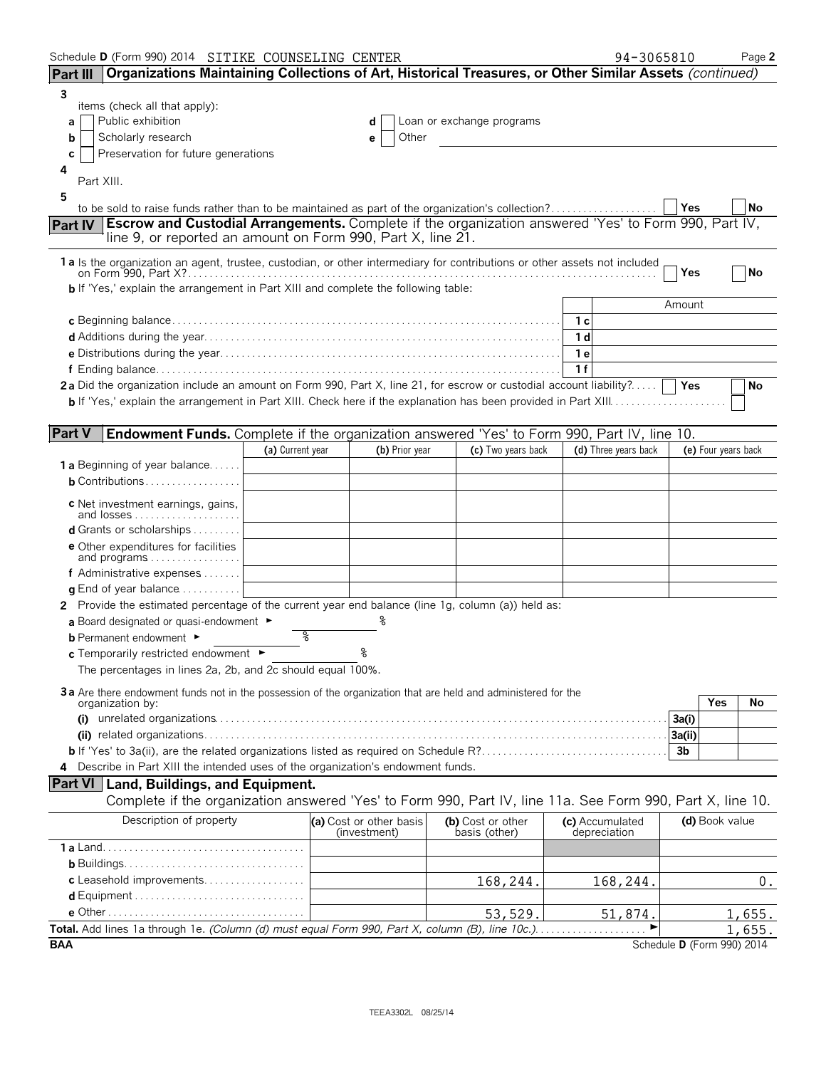Schedule D (Form 990) 2014 SITIKE COUNSELING CENTER 94-3065810 Page 2

## Part III Organizations Maintaining Collections of Art, Historical Treasures, or Other Similar Assets *(continued)*

**3** items (check all that apply):

- **a** ☐ Public exhibition
- **b** ☐ Scholarly research
- **c** ☐ Preservation for future generations
- **d** ☐ Loan or exchange programs
- **e** ☐ Other

**4** Part XIII.

**5** to be sold to raise funds rather than to be maintained as part of the organization's collection? ☐ Yes ☐ No

## Part IV Escrow and Custodial Arrangements. 

Complete if the organization answered 'Yes' to Form 990, Part IV, line 9, or reported an amount on Form 990, Part X, line 21.

**1a** Is the organization an agent, trustee, custodian, or other intermediary for contributions or other assets not included on Form 990, Part X? ☐ Yes ☐ No

**b** If 'Yes,' explain the arrangement in Part XIII and complete the following table:

| | | Amount |
|---|---|---|
| **c** Beginning balance | 1c | |
| **d** Additions during the year | 1d | |
| **e** Distributions during the year | 1e | |
| **f** Ending balance | 1f | |

**2a** Did the organization include an amount on Form 990, Part X, line 21, for escrow or custodial account liability? ☐ Yes ☐ No

**b** If 'Yes,' explain the arrangement in Part XIII. Check here if the explanation has been provided in Part XIII ☐

## Part V Endowment Funds. 

Complete if the organization answered 'Yes' to Form 990, Part IV, line 10.

| | (a) Current year | (b) Prior year | (c) Two years back | (d) Three years back | (e) Four years back |
|---|---|---|---|---|---|
| **1a** Beginning of year balance | | | | | |
| **b** Contributions | | | | | |
| **c** Net investment earnings, gains, and losses | | | | | |
| **d** Grants or scholarships | | | | | |
| **e** Other expenditures for facilities and programs | | | | | |
| **f** Administrative expenses | | | | | |
| **g** End of year balance | | | | | |

**2** Provide the estimated percentage of the current year end balance (line 1g, column (a)) held as:

**a** Board designated or quasi-endowment ► %

**b** Permanent endowment ► %

**c** Temporarily restricted endowment ► %

The percentages in lines 2a, 2b, and 2c should equal 100%.

**3a** Are there endowment funds not in the possession of the organization that are held and administered for the organization by:

| | | Yes | No |
|---|---|---|---|
| **(i)** unrelated organizations | 3a(i) | | |
| **(ii)** related organizations | 3a(ii) | | |
| **b** If 'Yes' to 3a(ii), are the related organizations listed as required on Schedule R? | 3b | | |

**4** Describe in Part XIII the intended uses of the organization's endowment funds.

## Part VI Land, Buildings, and Equipment.

Complete if the organization answered 'Yes' to Form 990, Part IV, line 11a. See Form 990, Part X, line 10.

| Description of property | (a) Cost or other basis (investment) | (b) Cost or other basis (other) | (c) Accumulated depreciation | (d) Book value |
|---|---|---|---|---|
| **1a** Land | | | | |
| **b** Buildings | | | | |
| **c** Leasehold improvements | | 168,244. | 168,244. | 0. |
| **d** Equipment | | | | |
| **e** Other | | 53,529. | 51,874. | 1,655. |

**Total.** Add lines 1a through 1e. *(Column (d) must equal Form 990, Part X, column (B), line 10c.)* ► 1,655.

BAA Schedule D (Form 990) 2014

TEEA3302L 08/25/14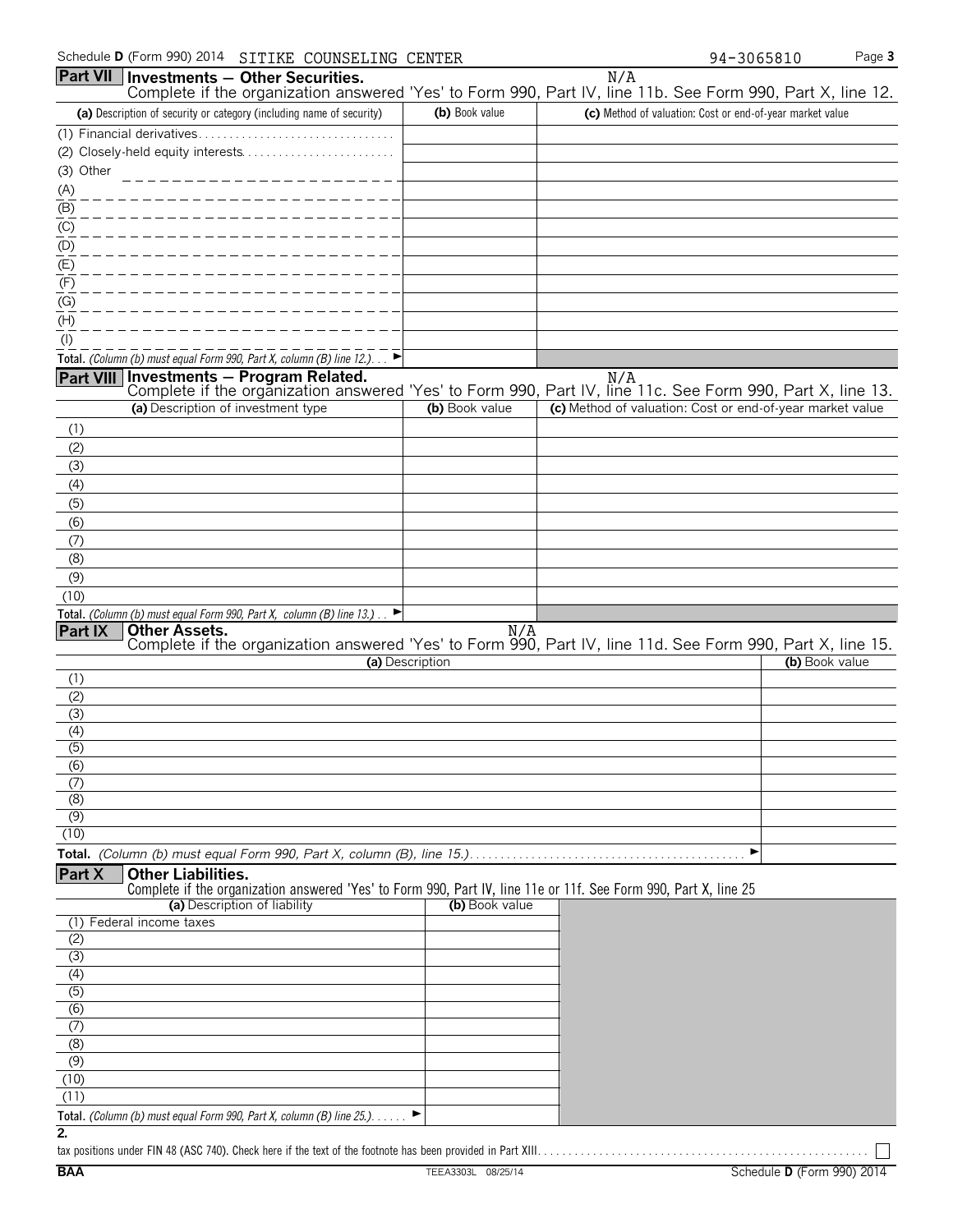Schedule **D** (Form 990) 2014 SITIKE COUNSELING CENTER 94-3065810

## Part VII Investments — Other Securities.

N/A

Complete if the organization answered 'Yes' to Form 990, Part IV, line 11b. See Form 990, Part X, line 12.

| (a) Description of security or category (including name of security) | (b) Book value | (c) Method of valuation: Cost or end-of-year market value |
|---|---|---|
| (1) Financial derivatives | | |
| (2) Closely-held equity interests | | |
| (3) Other | | |
| (A) | | |
| (B) | | |
| (C) | | |
| (D) | | |
| (E) | | |
| (F) | | |
| (G) | | |
| (H) | | |
| (I) | | |
| **Total.** *(Column (b) must equal Form 990, Part X, column (B) line 12.)* ► | | |

## Part VIII Investments — Program Related.

N/A

Complete if the organization answered 'Yes' to Form 990, Part IV, line 11c. See Form 990, Part X, line 13.

| (a) Description of investment type | (b) Book value | (c) Method of valuation: Cost or end-of-year market value |
|---|---|---|
| (1) | | |
| (2) | | |
| (3) | | |
| (4) | | |
| (5) | | |
| (6) | | |
| (7) | | |
| (8) | | |
| (9) | | |
| (10) | | |
| **Total.** *(Column (b) must equal Form 990, Part X, column (B) line 13.)* ► | | |

## Part IX Other Assets.

N/A

Complete if the organization answered 'Yes' to Form 990, Part IV, line 11d. See Form 990, Part X, line 15.

| (a) Description | (b) Book value |
|---|---|
| (1) | |
| (2) | |
| (3) | |
| (4) | |
| (5) | |
| (6) | |
| (7) | |
| (8) | |
| (9) | |
| (10) | |
| **Total.** *(Column (b) must equal Form 990, Part X, column (B), line 15.)* ► | |

## Part X Other Liabilities.

Complete if the organization answered 'Yes' to Form 990, Part IV, line 11e or 11f. See Form 990, Part X, line 25

| (a) Description of liability | (b) Book value |
|---|---|
| (1) Federal income taxes | |
| (2) | |
| (3) | |
| (4) | |
| (5) | |
| (6) | |
| (7) | |
| (8) | |
| (9) | |
| (10) | |
| (11) | |
| **Total.** *(Column (b) must equal Form 990, Part X, column (B) line 25.)* ► | |

**2.** tax positions under FIN 48 (ASC 740). Check here if the text of the footnote has been provided in Part XIII ☐

BAA TEEA3303L 08/25/14 Schedule **D** (Form 990) 2014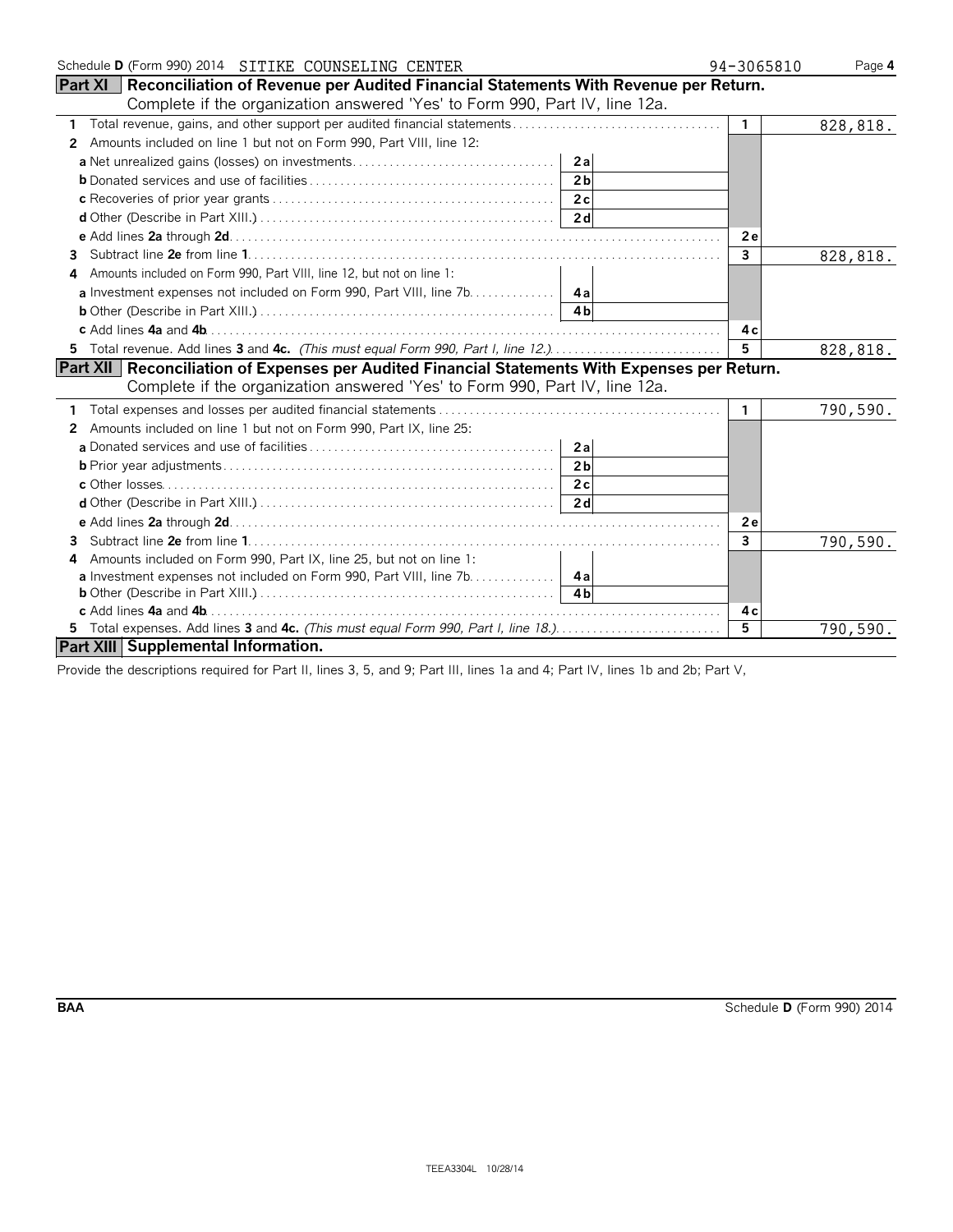Schedule D (Form 990) 2014 SITIKE COUNSELING CENTER 94-3065810

## Part XI Reconciliation of Revenue per Audited Financial Statements With Revenue per Return.

Complete if the organization answered 'Yes' to Form 990, Part IV, line 12a.

| | | | | |
|---|---|---|---|---|
| **1** Total revenue, gains, and other support per audited financial statements | | | 1 | 828,818. |
| **2** Amounts included on line 1 but not on Form 990, Part VIII, line 12: | | | | |
| **a** Net unrealized gains (losses) on investments | 2a | | | |
| **b** Donated services and use of facilities | 2b | | | |
| **c** Recoveries of prior year grants | 2c | | | |
| **d** Other (Describe in Part XIII.) | 2d | | | |
| **e** Add lines **2a** through **2d** | | | 2e | |
| **3** Subtract line **2e** from line **1** | | | 3 | 828,818. |
| **4** Amounts included on Form 990, Part VIII, line 12, but not on line 1: | | | | |
| **a** Investment expenses not included on Form 990, Part VIII, line 7b | 4a | | | |
| **b** Other (Describe in Part XIII.) | 4b | | | |
| **c** Add lines **4a** and **4b** | | | 4c | |
| **5** Total revenue. Add lines **3** and **4c.** *(This must equal Form 990, Part I, line 12.)* | | | 5 | 828,818. |

## Part XII Reconciliation of Expenses per Audited Financial Statements With Expenses per Return.

Complete if the organization answered 'Yes' to Form 990, Part IV, line 12a.

| | | | | |
|---|---|---|---|---|
| **1** Total expenses and losses per audited financial statements | | | 1 | 790,590. |
| **2** Amounts included on line 1 but not on Form 990, Part IX, line 25: | | | | |
| **a** Donated services and use of facilities | 2a | | | |
| **b** Prior year adjustments | 2b | | | |
| **c** Other losses | 2c | | | |
| **d** Other (Describe in Part XIII.) | 2d | | | |
| **e** Add lines **2a** through **2d** | | | 2e | |
| **3** Subtract line **2e** from line **1** | | | 3 | 790,590. |
| **4** Amounts included on Form 990, Part IX, line 25, but not on line 1: | | | | |
| **a** Investment expenses not included on Form 990, Part VIII, line 7b | 4a | | | |
| **b** Other (Describe in Part XIII.) | 4b | | | |
| **c** Add lines **4a** and **4b** | | | 4c | |
| **5** Total expenses. Add lines **3** and **4c.** *(This must equal Form 990, Part I, line 18.)* | | | 5 | 790,590. |

## Part XIII Supplemental Information.

Provide the descriptions required for Part II, lines 3, 5, and 9; Part III, lines 1a and 4; Part IV, lines 1b and 2b; Part V,

BAA Schedule D (Form 990) 2014

TEEA3304L 10/28/14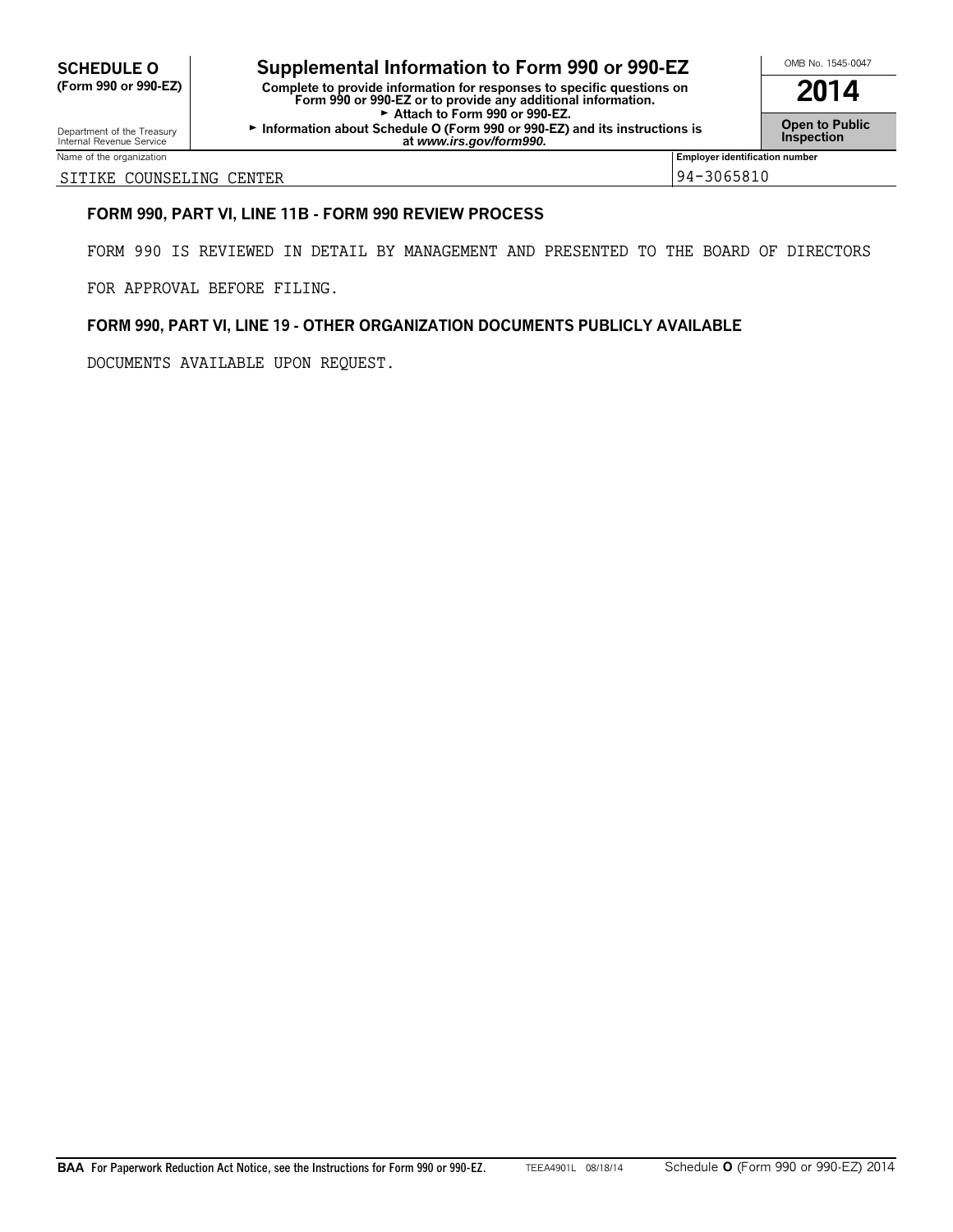**SCHEDULE O** **(Form 990 or 990-EZ)**

Department of the Treasury Internal Revenue Service

# Supplemental Information to Form 990 or 990-EZ

**Complete to provide information for responses to specific questions on Form 990 or 990-EZ or to provide any additional information.**

► **Attach to Form 990 or 990-EZ.**

► **Information about Schedule O (Form 990 or 990-EZ) and its instructions is at *www.irs.gov/form990.***

OMB No. 1545-0047

**2014**

**Open to Public Inspection**

| Name of the organization | Employer identification number |
|---|---|
| SITIKE COUNSELING CENTER | 94-3065810 |

**FORM 990, PART VI, LINE 11B - FORM 990 REVIEW PROCESS**

FORM 990 IS REVIEWED IN DETAIL BY MANAGEMENT AND PRESENTED TO THE BOARD OF DIRECTORS FOR APPROVAL BEFORE FILING.

**FORM 990, PART VI, LINE 19 - OTHER ORGANIZATION DOCUMENTS PUBLICLY AVAILABLE**

DOCUMENTS AVAILABLE UPON REQUEST.

**BAA For Paperwork Reduction Act Notice, see the Instructions for Form 990 or 990-EZ.** TEEA4901L 08/18/14 Schedule **O** (Form 990 or 990-EZ) 2014